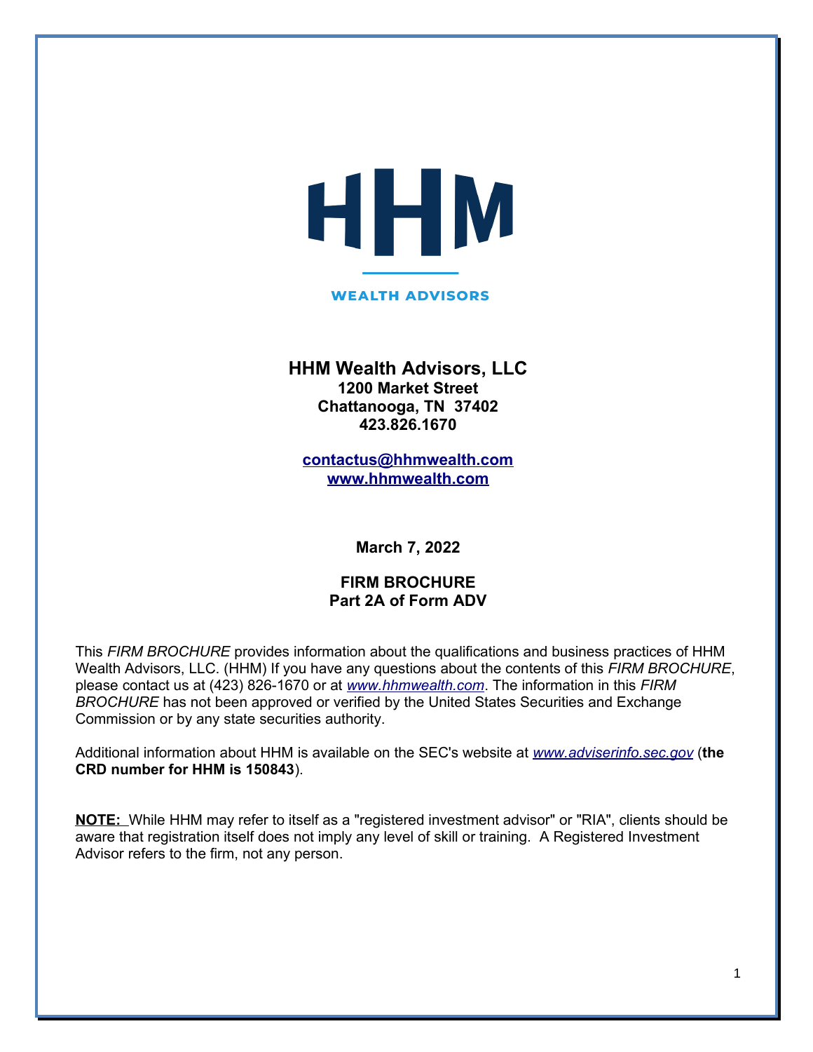HHM

WEALTH ADVISORS

# HHM Wealth Advisors, LLC

**1200 Market Street**
**Chattanooga, TN 37402**
**423.826.1670**

**contactus@hhmwealth.com**
**www.hhmwealth.com**

**March 7, 2022**

## FIRM BROCHURE
## Part 2A of Form ADV

This *FIRM BROCHURE* provides information about the qualifications and business practices of HHM Wealth Advisors, LLC. (HHM) If you have any questions about the contents of this *FIRM BROCHURE*, please contact us at (423) 826-1670 or at *www.hhmwealth.com*. The information in this *FIRM BROCHURE* has not been approved or verified by the United States Securities and Exchange Commission or by any state securities authority.

Additional information about HHM is available on the SEC's website at *www.adviserinfo.sec.gov* (**the CRD number for HHM is 150843**).

**NOTE:** While HHM may refer to itself as a "registered investment advisor" or "RIA", clients should be aware that registration itself does not imply any level of skill or training. A Registered Investment Advisor refers to the firm, not any person.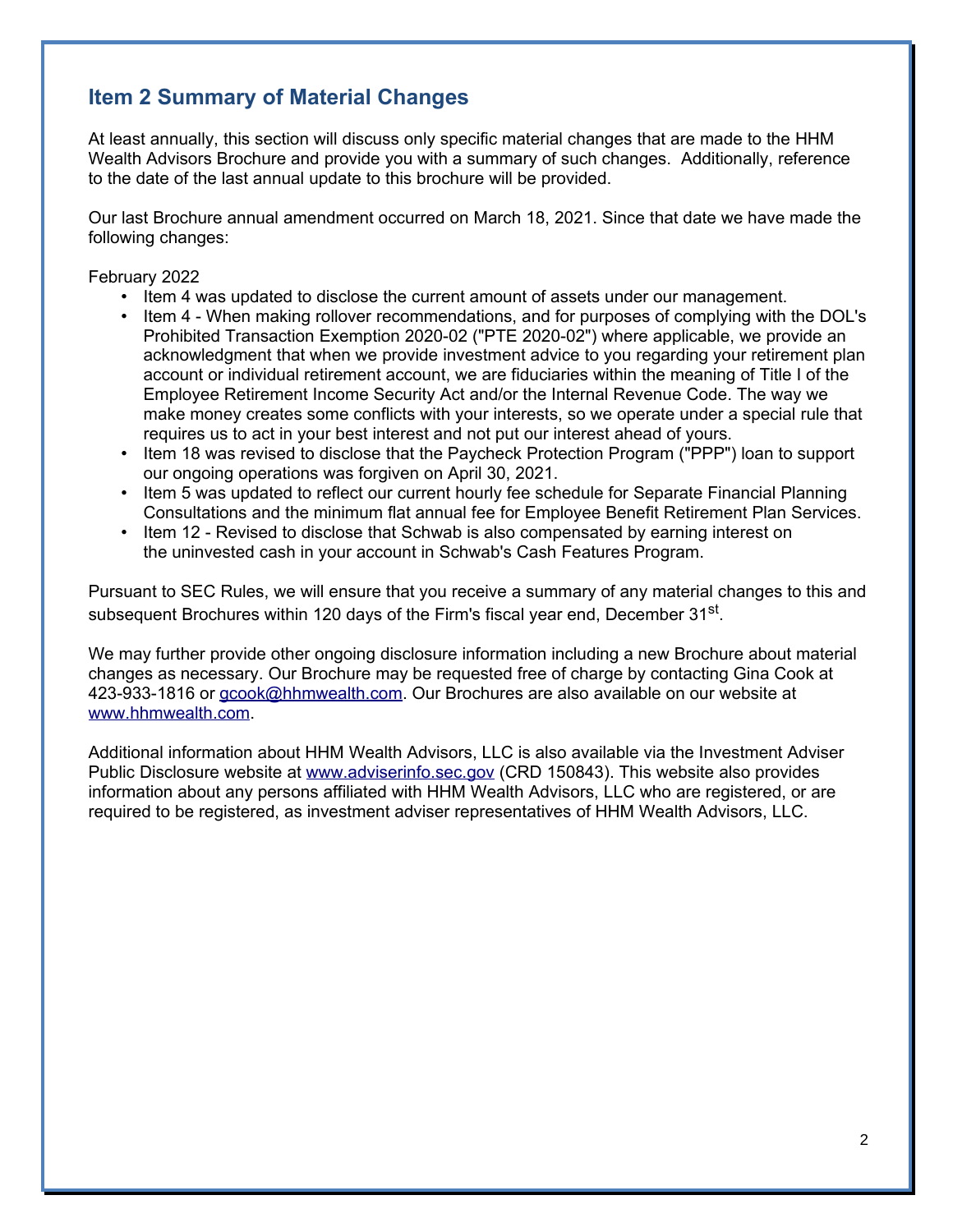## Item 2 Summary of Material Changes

At least annually, this section will discuss only specific material changes that are made to the HHM Wealth Advisors Brochure and provide you with a summary of such changes. Additionally, reference to the date of the last annual update to this brochure will be provided.

Our last Brochure annual amendment occurred on March 18, 2021. Since that date we have made the following changes:

February 2022

- Item 4 was updated to disclose the current amount of assets under our management.
- Item 4 - When making rollover recommendations, and for purposes of complying with the DOL's Prohibited Transaction Exemption 2020-02 ("PTE 2020-02") where applicable, we provide an acknowledgment that when we provide investment advice to you regarding your retirement plan account or individual retirement account, we are fiduciaries within the meaning of Title I of the Employee Retirement Income Security Act and/or the Internal Revenue Code. The way we make money creates some conflicts with your interests, so we operate under a special rule that requires us to act in your best interest and not put our interest ahead of yours.
- Item 18 was revised to disclose that the Paycheck Protection Program ("PPP") loan to support our ongoing operations was forgiven on April 30, 2021.
- Item 5 was updated to reflect our current hourly fee schedule for Separate Financial Planning Consultations and the minimum flat annual fee for Employee Benefit Retirement Plan Services.
- Item 12 - Revised to disclose that Schwab is also compensated by earning interest on the uninvested cash in your account in Schwab's Cash Features Program.

Pursuant to SEC Rules, we will ensure that you receive a summary of any material changes to this and subsequent Brochures within 120 days of the Firm's fiscal year end, December 31st.

We may further provide other ongoing disclosure information including a new Brochure about material changes as necessary. Our Brochure may be requested free of charge by contacting Gina Cook at 423-933-1816 or gcook@hhmwealth.com. Our Brochures are also available on our website at www.hhmwealth.com.

Additional information about HHM Wealth Advisors, LLC is also available via the Investment Adviser Public Disclosure website at www.adviserinfo.sec.gov (CRD 150843). This website also provides information about any persons affiliated with HHM Wealth Advisors, LLC who are registered, or are required to be registered, as investment adviser representatives of HHM Wealth Advisors, LLC.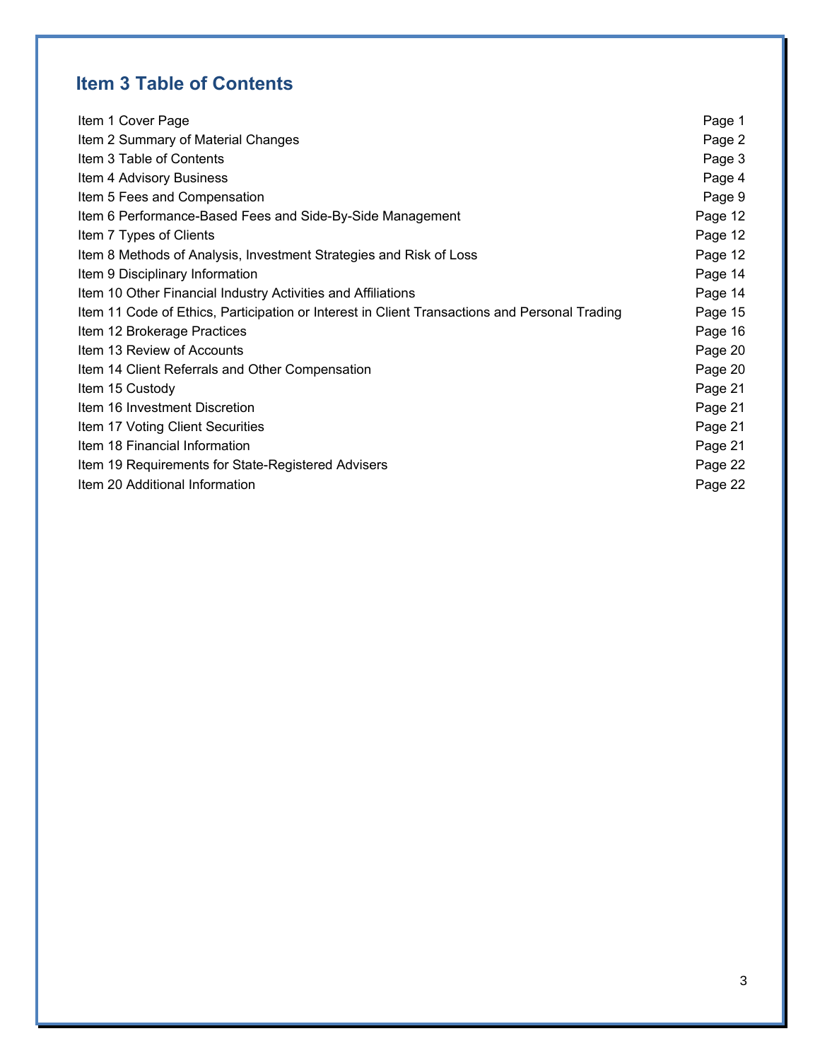## Item 3 Table of Contents

| | |
|---|---|
| Item 1 Cover Page | Page 1 |
| Item 2 Summary of Material Changes | Page 2 |
| Item 3 Table of Contents | Page 3 |
| Item 4 Advisory Business | Page 4 |
| Item 5 Fees and Compensation | Page 9 |
| Item 6 Performance-Based Fees and Side-By-Side Management | Page 12 |
| Item 7 Types of Clients | Page 12 |
| Item 8 Methods of Analysis, Investment Strategies and Risk of Loss | Page 12 |
| Item 9 Disciplinary Information | Page 14 |
| Item 10 Other Financial Industry Activities and Affiliations | Page 14 |
| Item 11 Code of Ethics, Participation or Interest in Client Transactions and Personal Trading | Page 15 |
| Item 12 Brokerage Practices | Page 16 |
| Item 13 Review of Accounts | Page 20 |
| Item 14 Client Referrals and Other Compensation | Page 20 |
| Item 15 Custody | Page 21 |
| Item 16 Investment Discretion | Page 21 |
| Item 17 Voting Client Securities | Page 21 |
| Item 18 Financial Information | Page 21 |
| Item 19 Requirements for State-Registered Advisers | Page 22 |
| Item 20 Additional Information | Page 22 |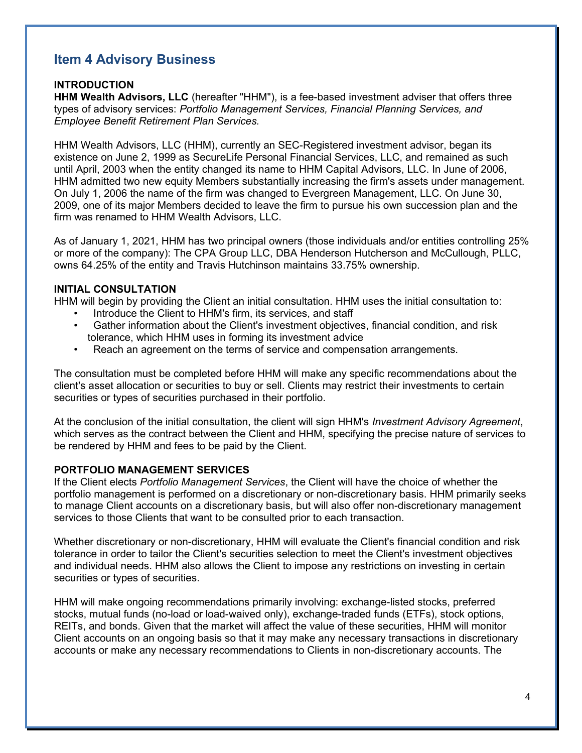## Item 4 Advisory Business

**INTRODUCTION**

**HHM Wealth Advisors, LLC** (hereafter "HHM"), is a fee-based investment adviser that offers three types of advisory services: *Portfolio Management Services, Financial Planning Services, and Employee Benefit Retirement Plan Services.*

HHM Wealth Advisors, LLC (HHM), currently an SEC-Registered investment advisor, began its existence on June 2, 1999 as SecureLife Personal Financial Services, LLC, and remained as such until April, 2003 when the entity changed its name to HHM Capital Advisors, LLC. In June of 2006, HHM admitted two new equity Members substantially increasing the firm's assets under management. On July 1, 2006 the name of the firm was changed to Evergreen Management, LLC. On June 30, 2009, one of its major Members decided to leave the firm to pursue his own succession plan and the firm was renamed to HHM Wealth Advisors, LLC.

As of January 1, 2021, HHM has two principal owners (those individuals and/or entities controlling 25% or more of the company): The CPA Group LLC, DBA Henderson Hutcherson and McCullough, PLLC, owns 64.25% of the entity and Travis Hutchinson maintains 33.75% ownership.

**INITIAL CONSULTATION**

HHM will begin by providing the Client an initial consultation. HHM uses the initial consultation to:

- Introduce the Client to HHM's firm, its services, and staff
- Gather information about the Client's investment objectives, financial condition, and risk tolerance, which HHM uses in forming its investment advice
- Reach an agreement on the terms of service and compensation arrangements.

The consultation must be completed before HHM will make any specific recommendations about the client's asset allocation or securities to buy or sell. Clients may restrict their investments to certain securities or types of securities purchased in their portfolio.

At the conclusion of the initial consultation, the client will sign HHM's *Investment Advisory Agreement*, which serves as the contract between the Client and HHM, specifying the precise nature of services to be rendered by HHM and fees to be paid by the Client.

**PORTFOLIO MANAGEMENT SERVICES**

If the Client elects *Portfolio Management Services*, the Client will have the choice of whether the portfolio management is performed on a discretionary or non-discretionary basis. HHM primarily seeks to manage Client accounts on a discretionary basis, but will also offer non-discretionary management services to those Clients that want to be consulted prior to each transaction.

Whether discretionary or non-discretionary, HHM will evaluate the Client's financial condition and risk tolerance in order to tailor the Client's securities selection to meet the Client's investment objectives and individual needs. HHM also allows the Client to impose any restrictions on investing in certain securities or types of securities.

HHM will make ongoing recommendations primarily involving: exchange-listed stocks, preferred stocks, mutual funds (no-load or load-waived only), exchange-traded funds (ETFs), stock options, REITs, and bonds. Given that the market will affect the value of these securities, HHM will monitor Client accounts on an ongoing basis so that it may make any necessary transactions in discretionary accounts or make any necessary recommendations to Clients in non-discretionary accounts. The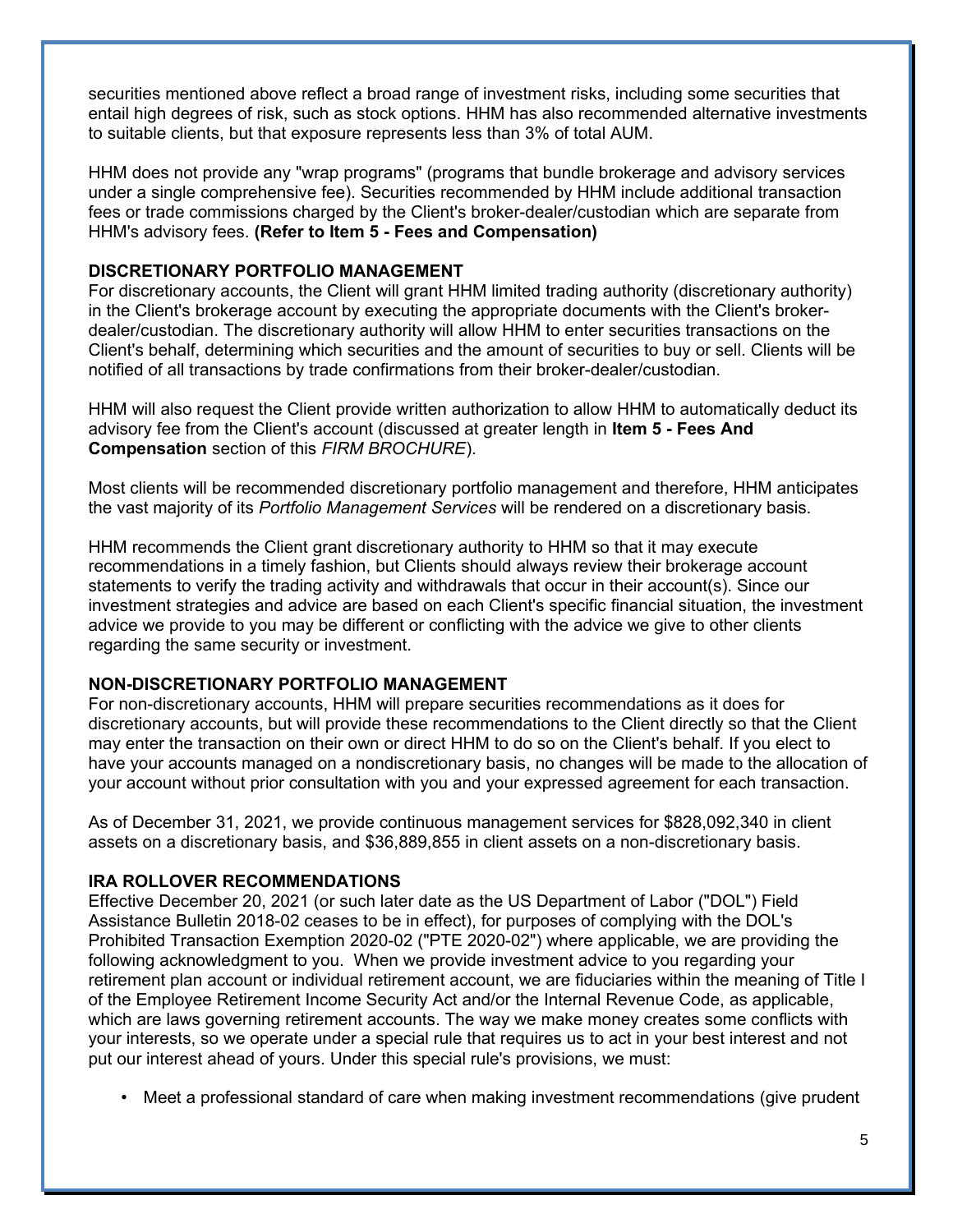securities mentioned above reflect a broad range of investment risks, including some securities that entail high degrees of risk, such as stock options. HHM has also recommended alternative investments to suitable clients, but that exposure represents less than 3% of total AUM.

HHM does not provide any "wrap programs" (programs that bundle brokerage and advisory services under a single comprehensive fee). Securities recommended by HHM include additional transaction fees or trade commissions charged by the Client's broker-dealer/custodian which are separate from HHM's advisory fees. **(Refer to Item 5 - Fees and Compensation)**

**DISCRETIONARY PORTFOLIO MANAGEMENT**

For discretionary accounts, the Client will grant HHM limited trading authority (discretionary authority) in the Client's brokerage account by executing the appropriate documents with the Client's broker-dealer/custodian. The discretionary authority will allow HHM to enter securities transactions on the Client's behalf, determining which securities and the amount of securities to buy or sell. Clients will be notified of all transactions by trade confirmations from their broker-dealer/custodian.

HHM will also request the Client provide written authorization to allow HHM to automatically deduct its advisory fee from the Client's account (discussed at greater length in **Item 5 - Fees And Compensation** section of this *FIRM BROCHURE*).

Most clients will be recommended discretionary portfolio management and therefore, HHM anticipates the vast majority of its *Portfolio Management Services* will be rendered on a discretionary basis.

HHM recommends the Client grant discretionary authority to HHM so that it may execute recommendations in a timely fashion, but Clients should always review their brokerage account statements to verify the trading activity and withdrawals that occur in their account(s). Since our investment strategies and advice are based on each Client's specific financial situation, the investment advice we provide to you may be different or conflicting with the advice we give to other clients regarding the same security or investment.

**NON-DISCRETIONARY PORTFOLIO MANAGEMENT**

For non-discretionary accounts, HHM will prepare securities recommendations as it does for discretionary accounts, but will provide these recommendations to the Client directly so that the Client may enter the transaction on their own or direct HHM to do so on the Client's behalf. If you elect to have your accounts managed on a nondiscretionary basis, no changes will be made to the allocation of your account without prior consultation with you and your expressed agreement for each transaction.

As of December 31, 2021, we provide continuous management services for $828,092,340 in client assets on a discretionary basis, and $36,889,855 in client assets on a non-discretionary basis.

**IRA ROLLOVER RECOMMENDATIONS**

Effective December 20, 2021 (or such later date as the US Department of Labor ("DOL") Field Assistance Bulletin 2018-02 ceases to be in effect), for purposes of complying with the DOL's Prohibited Transaction Exemption 2020-02 ("PTE 2020-02") where applicable, we are providing the following acknowledgment to you. When we provide investment advice to you regarding your retirement plan account or individual retirement account, we are fiduciaries within the meaning of Title I of the Employee Retirement Income Security Act and/or the Internal Revenue Code, as applicable, which are laws governing retirement accounts. The way we make money creates some conflicts with your interests, so we operate under a special rule that requires us to act in your best interest and not put our interest ahead of yours. Under this special rule's provisions, we must:

- Meet a professional standard of care when making investment recommendations (give prudent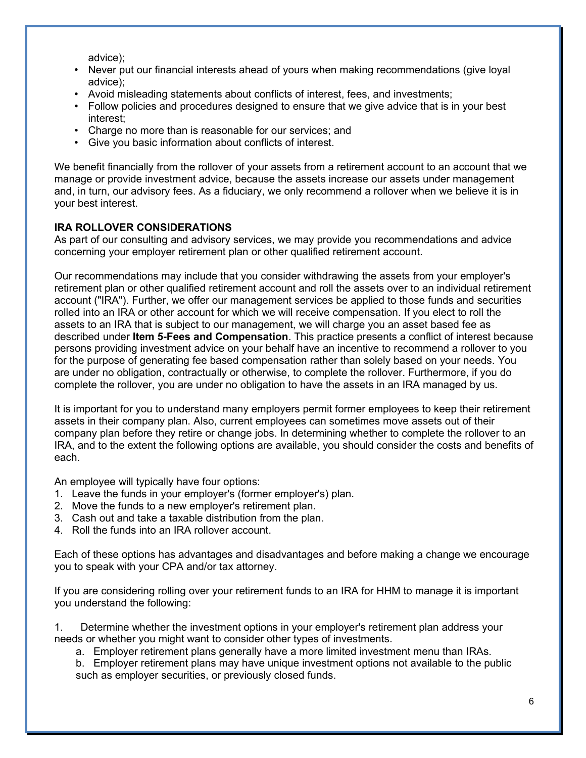advice);

- Never put our financial interests ahead of yours when making recommendations (give loyal advice);
- Avoid misleading statements about conflicts of interest, fees, and investments;
- Follow policies and procedures designed to ensure that we give advice that is in your best interest;
- Charge no more than is reasonable for our services; and
- Give you basic information about conflicts of interest.

We benefit financially from the rollover of your assets from a retirement account to an account that we manage or provide investment advice, because the assets increase our assets under management and, in turn, our advisory fees. As a fiduciary, we only recommend a rollover when we believe it is in your best interest.

**IRA ROLLOVER CONSIDERATIONS**

As part of our consulting and advisory services, we may provide you recommendations and advice concerning your employer retirement plan or other qualified retirement account.

Our recommendations may include that you consider withdrawing the assets from your employer's retirement plan or other qualified retirement account and roll the assets over to an individual retirement account ("IRA"). Further, we offer our management services be applied to those funds and securities rolled into an IRA or other account for which we will receive compensation. If you elect to roll the assets to an IRA that is subject to our management, we will charge you an asset based fee as described under **Item 5-Fees and Compensation**. This practice presents a conflict of interest because persons providing investment advice on your behalf have an incentive to recommend a rollover to you for the purpose of generating fee based compensation rather than solely based on your needs. You are under no obligation, contractually or otherwise, to complete the rollover. Furthermore, if you do complete the rollover, you are under no obligation to have the assets in an IRA managed by us.

It is important for you to understand many employers permit former employees to keep their retirement assets in their company plan. Also, current employees can sometimes move assets out of their company plan before they retire or change jobs. In determining whether to complete the rollover to an IRA, and to the extent the following options are available, you should consider the costs and benefits of each.

An employee will typically have four options:

1. Leave the funds in your employer's (former employer's) plan.
2. Move the funds to a new employer's retirement plan.
3. Cash out and take a taxable distribution from the plan.
4. Roll the funds into an IRA rollover account.

Each of these options has advantages and disadvantages and before making a change we encourage you to speak with your CPA and/or tax attorney.

If you are considering rolling over your retirement funds to an IRA for HHM to manage it is important you understand the following:

1. Determine whether the investment options in your employer's retirement plan address your needs or whether you might want to consider other types of investments.
    a. Employer retirement plans generally have a more limited investment menu than IRAs.
    b. Employer retirement plans may have unique investment options not available to the public such as employer securities, or previously closed funds.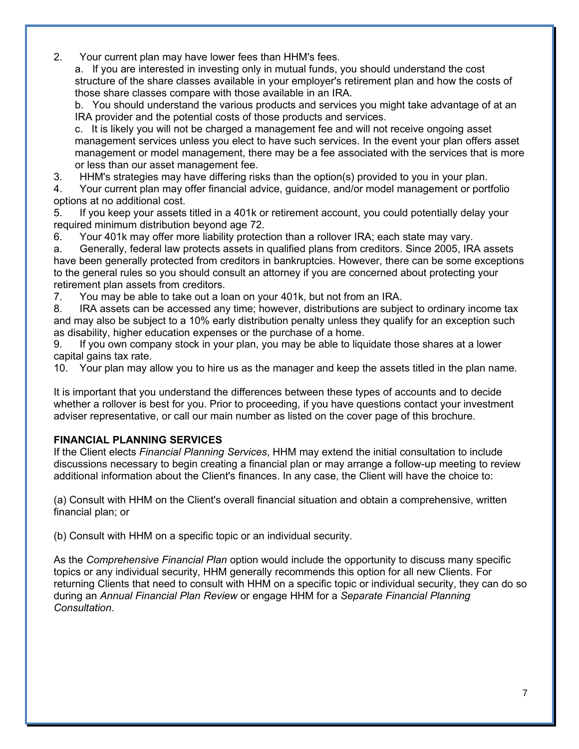2. Your current plan may have lower fees than HHM's fees.

   a. If you are interested in investing only in mutual funds, you should understand the cost structure of the share classes available in your employer's retirement plan and how the costs of those share classes compare with those available in an IRA.

   b. You should understand the various products and services you might take advantage of at an IRA provider and the potential costs of those products and services.

   c. It is likely you will not be charged a management fee and will not receive ongoing asset management services unless you elect to have such services. In the event your plan offers asset management or model management, there may be a fee associated with the services that is more or less than our asset management fee.

3. HHM's strategies may have differing risks than the option(s) provided to you in your plan.
4. Your current plan may offer financial advice, guidance, and/or model management or portfolio options at no additional cost.
5. If you keep your assets titled in a 401k or retirement account, you could potentially delay your required minimum distribution beyond age 72.
6. Your 401k may offer more liability protection than a rollover IRA; each state may vary.

a. Generally, federal law protects assets in qualified plans from creditors. Since 2005, IRA assets have been generally protected from creditors in bankruptcies. However, there can be some exceptions to the general rules so you should consult an attorney if you are concerned about protecting your retirement plan assets from creditors.

7. You may be able to take out a loan on your 401k, but not from an IRA.
8. IRA assets can be accessed any time; however, distributions are subject to ordinary income tax and may also be subject to a 10% early distribution penalty unless they qualify for an exception such as disability, higher education expenses or the purchase of a home.
9. If you own company stock in your plan, you may be able to liquidate those shares at a lower capital gains tax rate.
10. Your plan may allow you to hire us as the manager and keep the assets titled in the plan name.

It is important that you understand the differences between these types of accounts and to decide whether a rollover is best for you. Prior to proceeding, if you have questions contact your investment adviser representative, or call our main number as listed on the cover page of this brochure.

**FINANCIAL PLANNING SERVICES**

If the Client elects *Financial Planning Services*, HHM may extend the initial consultation to include discussions necessary to begin creating a financial plan or may arrange a follow-up meeting to review additional information about the Client's finances. In any case, the Client will have the choice to:

(a) Consult with HHM on the Client's overall financial situation and obtain a comprehensive, written financial plan; or

(b) Consult with HHM on a specific topic or an individual security.

As the *Comprehensive Financial Plan* option would include the opportunity to discuss many specific topics or any individual security, HHM generally recommends this option for all new Clients. For returning Clients that need to consult with HHM on a specific topic or individual security, they can do so during an *Annual Financial Plan Review* or engage HHM for a *Separate Financial Planning Consultation*.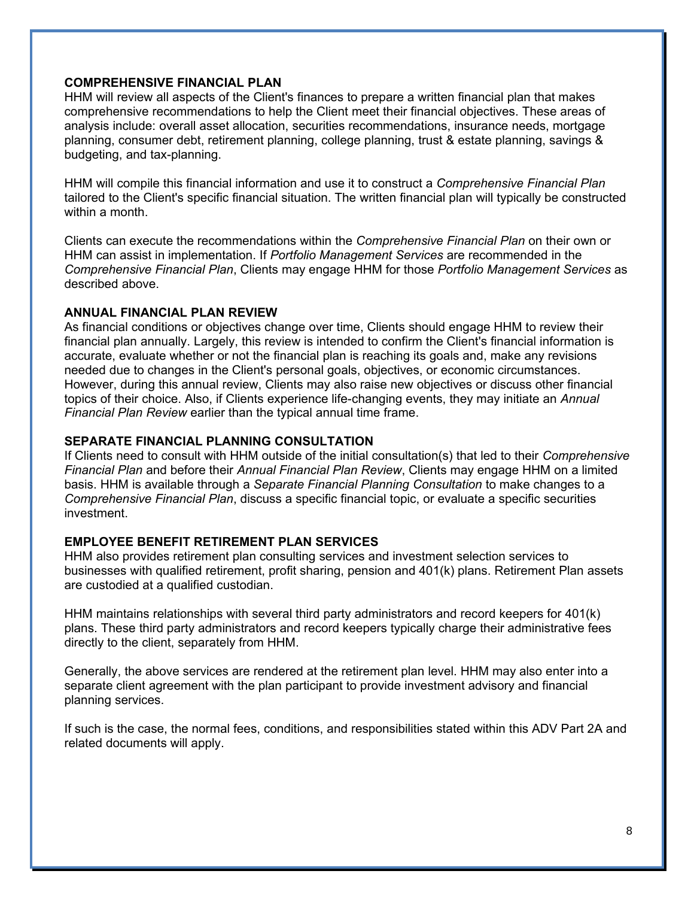### COMPREHENSIVE FINANCIAL PLAN

HHM will review all aspects of the Client's finances to prepare a written financial plan that makes comprehensive recommendations to help the Client meet their financial objectives. These areas of analysis include: overall asset allocation, securities recommendations, insurance needs, mortgage planning, consumer debt, retirement planning, college planning, trust & estate planning, savings & budgeting, and tax-planning.

HHM will compile this financial information and use it to construct a *Comprehensive Financial Plan* tailored to the Client's specific financial situation. The written financial plan will typically be constructed within a month.

Clients can execute the recommendations within the *Comprehensive Financial Plan* on their own or HHM can assist in implementation. If *Portfolio Management Services* are recommended in the *Comprehensive Financial Plan*, Clients may engage HHM for those *Portfolio Management Services* as described above.

### ANNUAL FINANCIAL PLAN REVIEW

As financial conditions or objectives change over time, Clients should engage HHM to review their financial plan annually. Largely, this review is intended to confirm the Client's financial information is accurate, evaluate whether or not the financial plan is reaching its goals and, make any revisions needed due to changes in the Client's personal goals, objectives, or economic circumstances. However, during this annual review, Clients may also raise new objectives or discuss other financial topics of their choice. Also, if Clients experience life-changing events, they may initiate an *Annual Financial Plan Review* earlier than the typical annual time frame.

### SEPARATE FINANCIAL PLANNING CONSULTATION

If Clients need to consult with HHM outside of the initial consultation(s) that led to their *Comprehensive Financial Plan* and before their *Annual Financial Plan Review*, Clients may engage HHM on a limited basis. HHM is available through a *Separate Financial Planning Consultation* to make changes to a *Comprehensive Financial Plan*, discuss a specific financial topic, or evaluate a specific securities investment.

### EMPLOYEE BENEFIT RETIREMENT PLAN SERVICES

HHM also provides retirement plan consulting services and investment selection services to businesses with qualified retirement, profit sharing, pension and 401(k) plans. Retirement Plan assets are custodied at a qualified custodian.

HHM maintains relationships with several third party administrators and record keepers for 401(k) plans. These third party administrators and record keepers typically charge their administrative fees directly to the client, separately from HHM.

Generally, the above services are rendered at the retirement plan level. HHM may also enter into a separate client agreement with the plan participant to provide investment advisory and financial planning services.

If such is the case, the normal fees, conditions, and responsibilities stated within this ADV Part 2A and related documents will apply.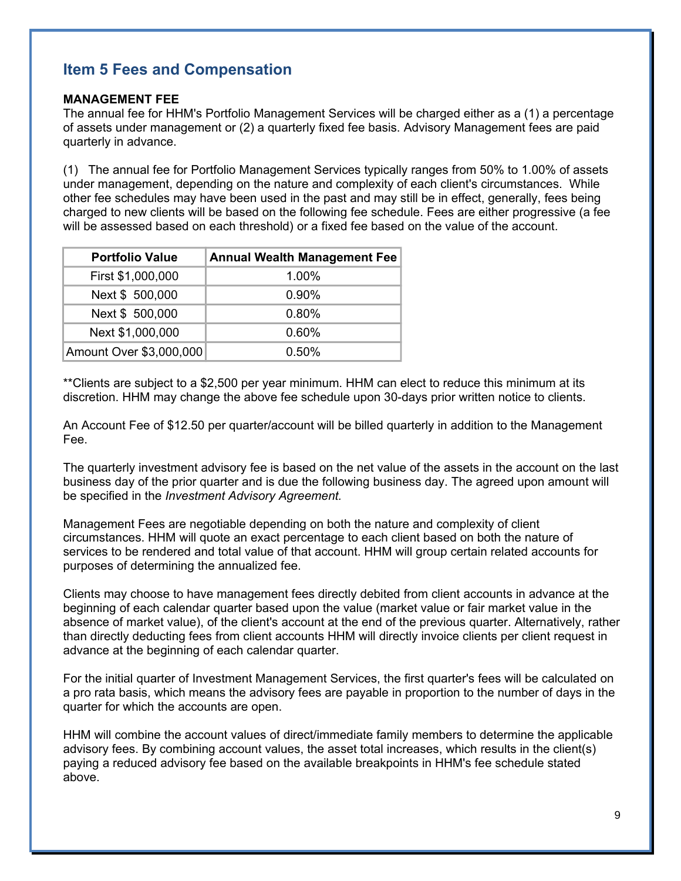## Item 5 Fees and Compensation

**MANAGEMENT FEE**
The annual fee for HHM's Portfolio Management Services will be charged either as a (1) a percentage of assets under management or (2) a quarterly fixed fee basis. Advisory Management fees are paid quarterly in advance.

(1) The annual fee for Portfolio Management Services typically ranges from 50% to 1.00% of assets under management, depending on the nature and complexity of each client's circumstances. While other fee schedules may have been used in the past and may still be in effect, generally, fees being charged to new clients will be based on the following fee schedule. Fees are either progressive (a fee will be assessed based on each threshold) or a fixed fee based on the value of the account.

| Portfolio Value | Annual Wealth Management Fee |
|---|---|
| First $1,000,000 | 1.00% |
| Next $ 500,000 | 0.90% |
| Next $ 500,000 | 0.80% |
| Next $1,000,000 | 0.60% |
| Amount Over $3,000,000 | 0.50% |

**Clients are subject to a $2,500 per year minimum. HHM can elect to reduce this minimum at its discretion. HHM may change the above fee schedule upon 30-days prior written notice to clients.

An Account Fee of $12.50 per quarter/account will be billed quarterly in addition to the Management Fee.

The quarterly investment advisory fee is based on the net value of the assets in the account on the last business day of the prior quarter and is due the following business day. The agreed upon amount will be specified in the *Investment Advisory Agreement.*

Management Fees are negotiable depending on both the nature and complexity of client circumstances. HHM will quote an exact percentage to each client based on both the nature of services to be rendered and total value of that account. HHM will group certain related accounts for purposes of determining the annualized fee.

Clients may choose to have management fees directly debited from client accounts in advance at the beginning of each calendar quarter based upon the value (market value or fair market value in the absence of market value), of the client's account at the end of the previous quarter. Alternatively, rather than directly deducting fees from client accounts HHM will directly invoice clients per client request in advance at the beginning of each calendar quarter.

For the initial quarter of Investment Management Services, the first quarter's fees will be calculated on a pro rata basis, which means the advisory fees are payable in proportion to the number of days in the quarter for which the accounts are open.

HHM will combine the account values of direct/immediate family members to determine the applicable advisory fees. By combining account values, the asset total increases, which results in the client(s) paying a reduced advisory fee based on the available breakpoints in HHM's fee schedule stated above.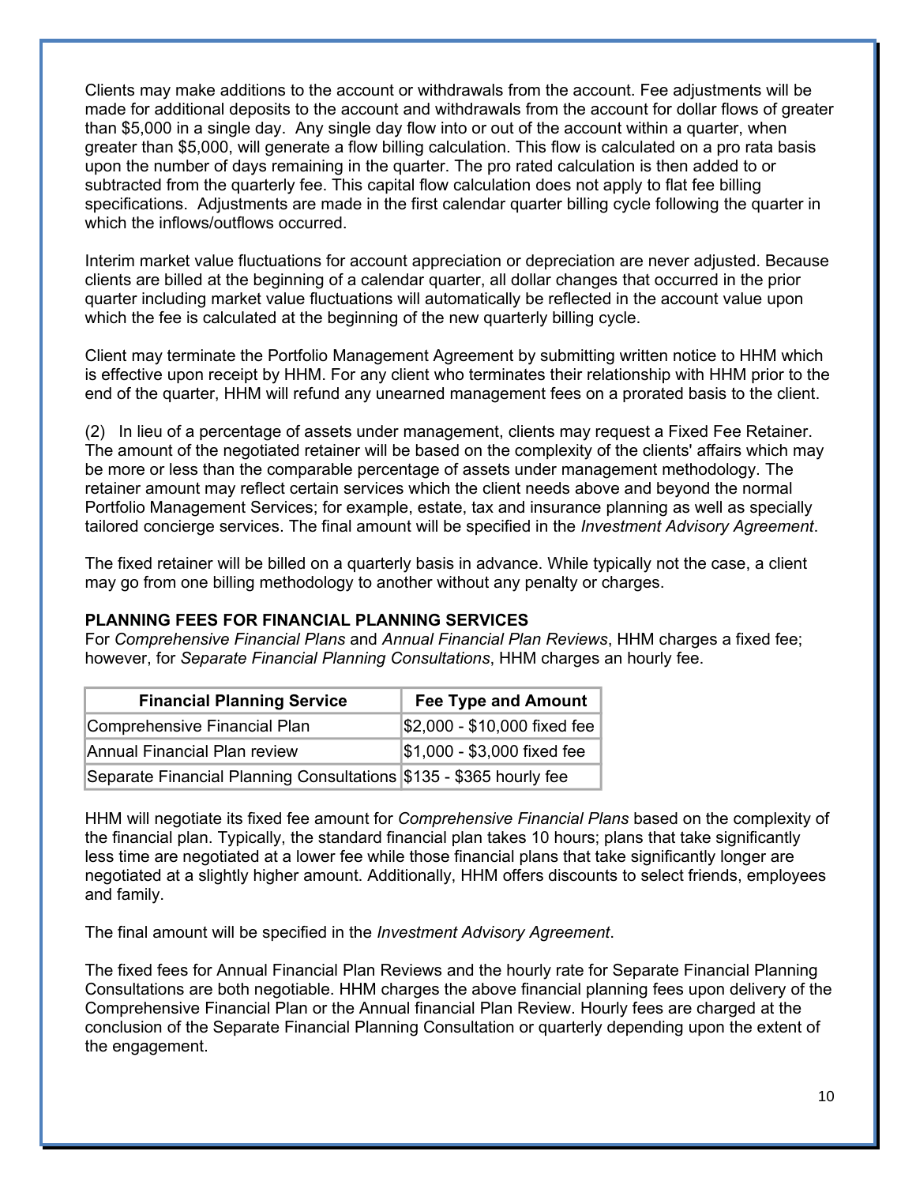Clients may make additions to the account or withdrawals from the account. Fee adjustments will be made for additional deposits to the account and withdrawals from the account for dollar flows of greater than $5,000 in a single day. Any single day flow into or out of the account within a quarter, when greater than $5,000, will generate a flow billing calculation. This flow is calculated on a pro rata basis upon the number of days remaining in the quarter. The pro rated calculation is then added to or subtracted from the quarterly fee. This capital flow calculation does not apply to flat fee billing specifications. Adjustments are made in the first calendar quarter billing cycle following the quarter in which the inflows/outflows occurred.

Interim market value fluctuations for account appreciation or depreciation are never adjusted. Because clients are billed at the beginning of a calendar quarter, all dollar changes that occurred in the prior quarter including market value fluctuations will automatically be reflected in the account value upon which the fee is calculated at the beginning of the new quarterly billing cycle.

Client may terminate the Portfolio Management Agreement by submitting written notice to HHM which is effective upon receipt by HHM. For any client who terminates their relationship with HHM prior to the end of the quarter, HHM will refund any unearned management fees on a prorated basis to the client.

(2) In lieu of a percentage of assets under management, clients may request a Fixed Fee Retainer. The amount of the negotiated retainer will be based on the complexity of the clients' affairs which may be more or less than the comparable percentage of assets under management methodology. The retainer amount may reflect certain services which the client needs above and beyond the normal Portfolio Management Services; for example, estate, tax and insurance planning as well as specially tailored concierge services. The final amount will be specified in the *Investment Advisory Agreement*.

The fixed retainer will be billed on a quarterly basis in advance. While typically not the case, a client may go from one billing methodology to another without any penalty or charges.

**PLANNING FEES FOR FINANCIAL PLANNING SERVICES**

For *Comprehensive Financial Plans* and *Annual Financial Plan Reviews*, HHM charges a fixed fee; however, for *Separate Financial Planning Consultations*, HHM charges an hourly fee.

| Financial Planning Service | Fee Type and Amount |
|---|---|
| Comprehensive Financial Plan | $2,000 - $10,000 fixed fee |
| Annual Financial Plan review | $1,000 - $3,000 fixed fee |
| Separate Financial Planning Consultations | $135 - $365 hourly fee |

HHM will negotiate its fixed fee amount for *Comprehensive Financial Plans* based on the complexity of the financial plan. Typically, the standard financial plan takes 10 hours; plans that take significantly less time are negotiated at a lower fee while those financial plans that take significantly longer are negotiated at a slightly higher amount. Additionally, HHM offers discounts to select friends, employees and family.

The final amount will be specified in the *Investment Advisory Agreement*.

The fixed fees for Annual Financial Plan Reviews and the hourly rate for Separate Financial Planning Consultations are both negotiable. HHM charges the above financial planning fees upon delivery of the Comprehensive Financial Plan or the Annual financial Plan Review. Hourly fees are charged at the conclusion of the Separate Financial Planning Consultation or quarterly depending upon the extent of the engagement.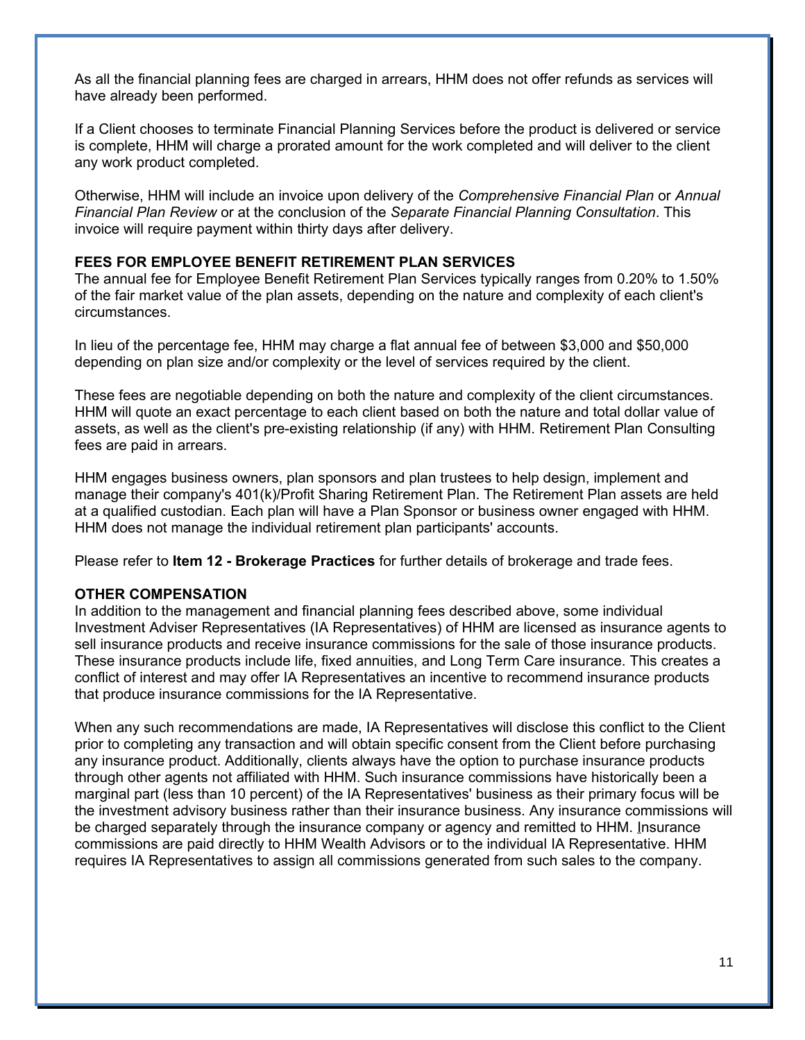As all the financial planning fees are charged in arrears, HHM does not offer refunds as services will have already been performed.

If a Client chooses to terminate Financial Planning Services before the product is delivered or service is complete, HHM will charge a prorated amount for the work completed and will deliver to the client any work product completed.

Otherwise, HHM will include an invoice upon delivery of the *Comprehensive Financial Plan* or *Annual Financial Plan Review* or at the conclusion of the *Separate Financial Planning Consultation*. This invoice will require payment within thirty days after delivery.

**FEES FOR EMPLOYEE BENEFIT RETIREMENT PLAN SERVICES**

The annual fee for Employee Benefit Retirement Plan Services typically ranges from 0.20% to 1.50% of the fair market value of the plan assets, depending on the nature and complexity of each client's circumstances.

In lieu of the percentage fee, HHM may charge a flat annual fee of between $3,000 and $50,000 depending on plan size and/or complexity or the level of services required by the client.

These fees are negotiable depending on both the nature and complexity of the client circumstances. HHM will quote an exact percentage to each client based on both the nature and total dollar value of assets, as well as the client's pre-existing relationship (if any) with HHM. Retirement Plan Consulting fees are paid in arrears.

HHM engages business owners, plan sponsors and plan trustees to help design, implement and manage their company's 401(k)/Profit Sharing Retirement Plan. The Retirement Plan assets are held at a qualified custodian. Each plan will have a Plan Sponsor or business owner engaged with HHM. HHM does not manage the individual retirement plan participants' accounts.

Please refer to **Item 12 - Brokerage Practices** for further details of brokerage and trade fees.

**OTHER COMPENSATION**

In addition to the management and financial planning fees described above, some individual Investment Adviser Representatives (IA Representatives) of HHM are licensed as insurance agents to sell insurance products and receive insurance commissions for the sale of those insurance products. These insurance products include life, fixed annuities, and Long Term Care insurance. This creates a conflict of interest and may offer IA Representatives an incentive to recommend insurance products that produce insurance commissions for the IA Representative.

When any such recommendations are made, IA Representatives will disclose this conflict to the Client prior to completing any transaction and will obtain specific consent from the Client before purchasing any insurance product. Additionally, clients always have the option to purchase insurance products through other agents not affiliated with HHM. Such insurance commissions have historically been a marginal part (less than 10 percent) of the IA Representatives' business as their primary focus will be the investment advisory business rather than their insurance business. Any insurance commissions will be charged separately through the insurance company or agency and remitted to HHM. Insurance commissions are paid directly to HHM Wealth Advisors or to the individual IA Representative. HHM requires IA Representatives to assign all commissions generated from such sales to the company.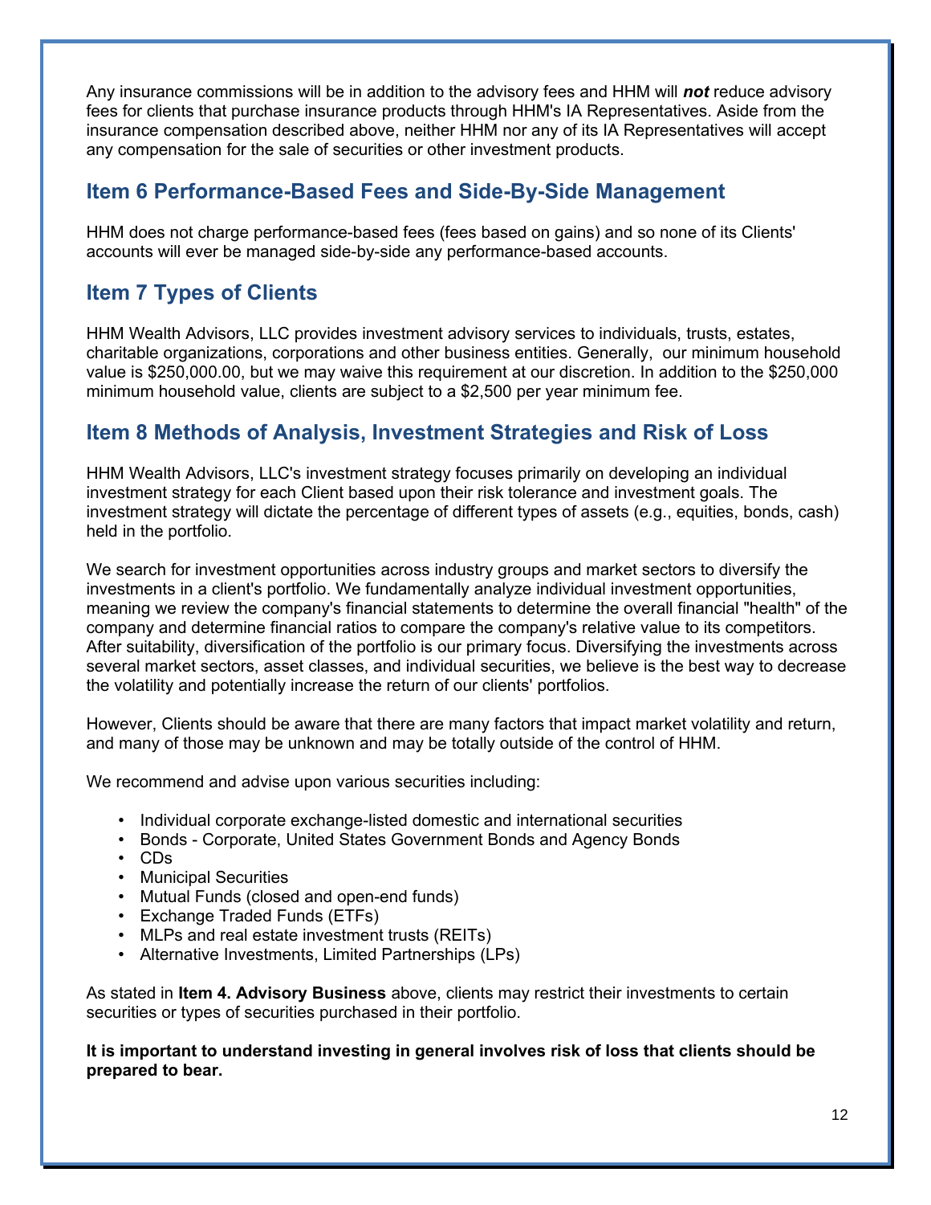Any insurance commissions will be in addition to the advisory fees and HHM will ***not*** reduce advisory fees for clients that purchase insurance products through HHM's IA Representatives. Aside from the insurance compensation described above, neither HHM nor any of its IA Representatives will accept any compensation for the sale of securities or other investment products.

## Item 6 Performance-Based Fees and Side-By-Side Management

HHM does not charge performance-based fees (fees based on gains) and so none of its Clients' accounts will ever be managed side-by-side any performance-based accounts.

## Item 7 Types of Clients

HHM Wealth Advisors, LLC provides investment advisory services to individuals, trusts, estates, charitable organizations, corporations and other business entities. Generally, our minimum household value is $250,000.00, but we may waive this requirement at our discretion. In addition to the $250,000 minimum household value, clients are subject to a $2,500 per year minimum fee.

## Item 8 Methods of Analysis, Investment Strategies and Risk of Loss

HHM Wealth Advisors, LLC's investment strategy focuses primarily on developing an individual investment strategy for each Client based upon their risk tolerance and investment goals. The investment strategy will dictate the percentage of different types of assets (e.g., equities, bonds, cash) held in the portfolio.

We search for investment opportunities across industry groups and market sectors to diversify the investments in a client's portfolio. We fundamentally analyze individual investment opportunities, meaning we review the company's financial statements to determine the overall financial "health" of the company and determine financial ratios to compare the company's relative value to its competitors. After suitability, diversification of the portfolio is our primary focus. Diversifying the investments across several market sectors, asset classes, and individual securities, we believe is the best way to decrease the volatility and potentially increase the return of our clients' portfolios.

However, Clients should be aware that there are many factors that impact market volatility and return, and many of those may be unknown and may be totally outside of the control of HHM.

We recommend and advise upon various securities including:

- Individual corporate exchange-listed domestic and international securities
- Bonds - Corporate, United States Government Bonds and Agency Bonds
- CDs
- Municipal Securities
- Mutual Funds (closed and open-end funds)
- Exchange Traded Funds (ETFs)
- MLPs and real estate investment trusts (REITs)
- Alternative Investments, Limited Partnerships (LPs)

As stated in **Item 4. Advisory Business** above, clients may restrict their investments to certain securities or types of securities purchased in their portfolio.

**It is important to understand investing in general involves risk of loss that clients should be prepared to bear.**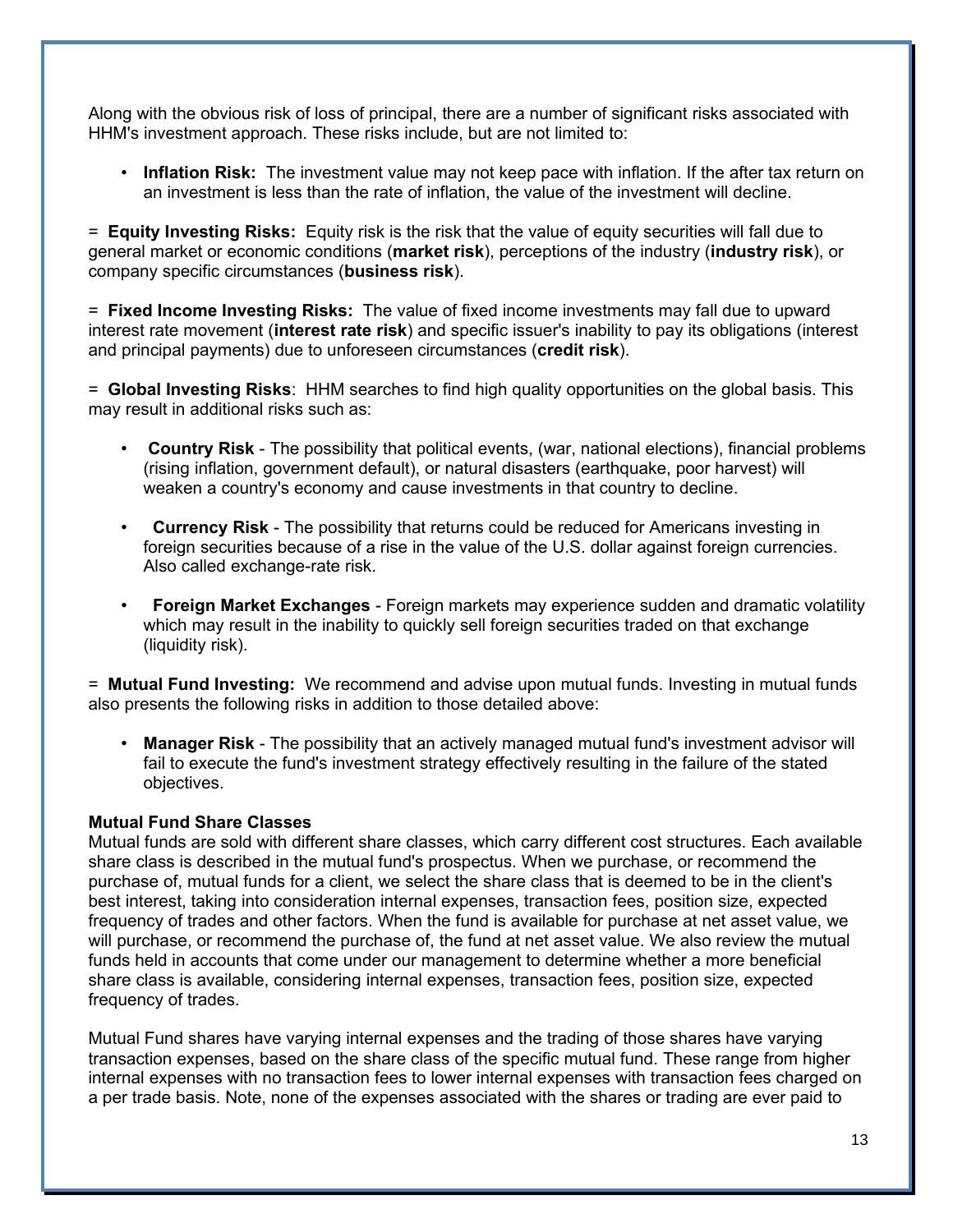Along with the obvious risk of loss of principal, there are a number of significant risks associated with HHM's investment approach. These risks include, but are not limited to:

- **Inflation Risk:** The investment value may not keep pace with inflation. If the after tax return on an investment is less than the rate of inflation, the value of the investment will decline.

= **Equity Investing Risks:** Equity risk is the risk that the value of equity securities will fall due to general market or economic conditions (**market risk**), perceptions of the industry (**industry risk**), or company specific circumstances (**business risk**).

= **Fixed Income Investing Risks:** The value of fixed income investments may fall due to upward interest rate movement (**interest rate risk**) and specific issuer's inability to pay its obligations (interest and principal payments) due to unforeseen circumstances (**credit risk**).

= **Global Investing Risks**: HHM searches to find high quality opportunities on the global basis. This may result in additional risks such as:

- **Country Risk** - The possibility that political events, (war, national elections), financial problems (rising inflation, government default), or natural disasters (earthquake, poor harvest) will weaken a country's economy and cause investments in that country to decline.

- **Currency Risk** - The possibility that returns could be reduced for Americans investing in foreign securities because of a rise in the value of the U.S. dollar against foreign currencies. Also called exchange-rate risk.

- **Foreign Market Exchanges** - Foreign markets may experience sudden and dramatic volatility which may result in the inability to quickly sell foreign securities traded on that exchange (liquidity risk).

= **Mutual Fund Investing:** We recommend and advise upon mutual funds. Investing in mutual funds also presents the following risks in addition to those detailed above:

- **Manager Risk** - The possibility that an actively managed mutual fund's investment advisor will fail to execute the fund's investment strategy effectively resulting in the failure of the stated objectives.

**Mutual Fund Share Classes**
Mutual funds are sold with different share classes, which carry different cost structures. Each available share class is described in the mutual fund's prospectus. When we purchase, or recommend the purchase of, mutual funds for a client, we select the share class that is deemed to be in the client's best interest, taking into consideration internal expenses, transaction fees, position size, expected frequency of trades and other factors. When the fund is available for purchase at net asset value, we will purchase, or recommend the purchase of, the fund at net asset value. We also review the mutual funds held in accounts that come under our management to determine whether a more beneficial share class is available, considering internal expenses, transaction fees, position size, expected frequency of trades.

Mutual Fund shares have varying internal expenses and the trading of those shares have varying transaction expenses, based on the share class of the specific mutual fund. These range from higher internal expenses with no transaction fees to lower internal expenses with transaction fees charged on a per trade basis. Note, none of the expenses associated with the shares or trading are ever paid to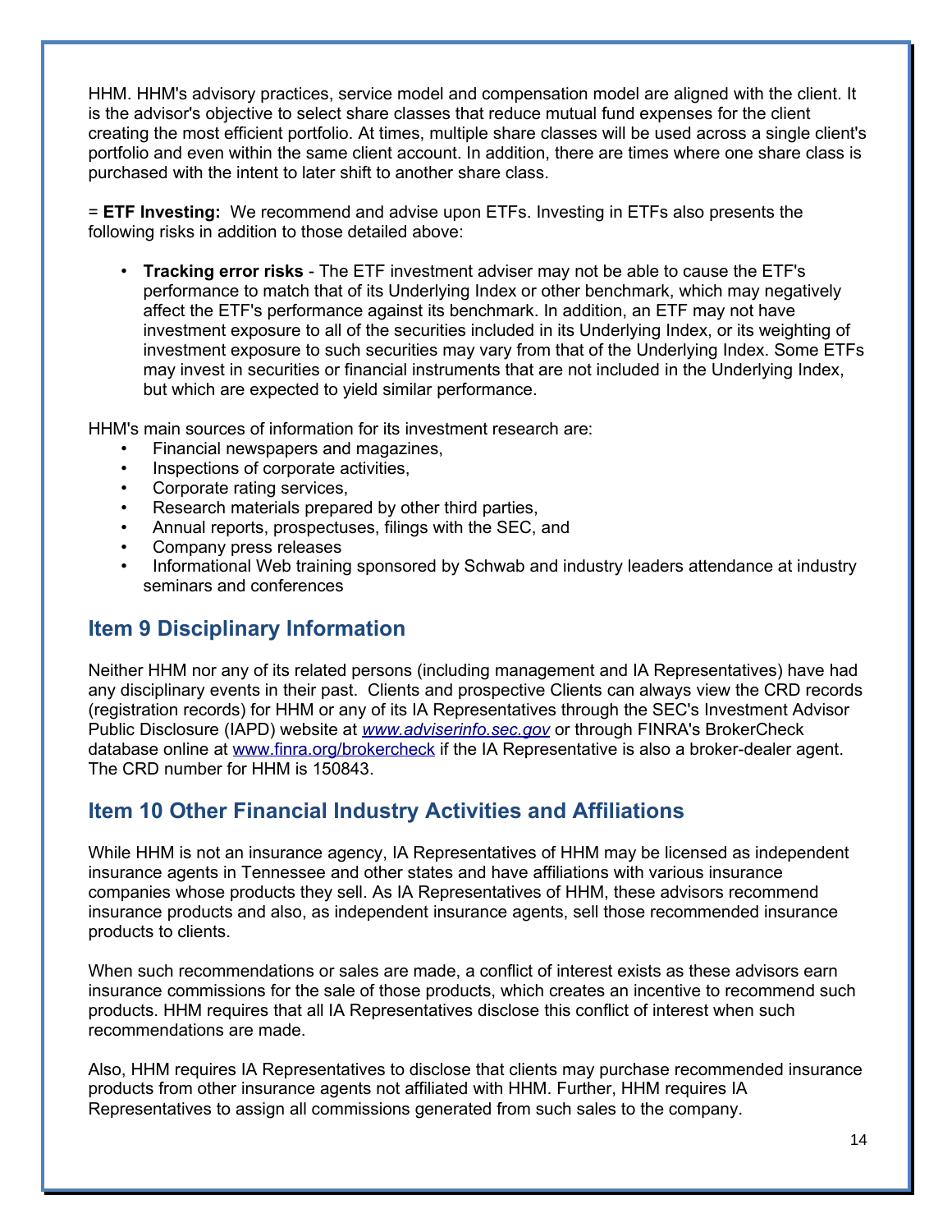HHM. HHM's advisory practices, service model and compensation model are aligned with the client. It is the advisor's objective to select share classes that reduce mutual fund expenses for the client creating the most efficient portfolio. At times, multiple share classes will be used across a single client's portfolio and even within the same client account. In addition, there are times where one share class is purchased with the intent to later shift to another share class.

= **ETF Investing:** We recommend and advise upon ETFs. Investing in ETFs also presents the following risks in addition to those detailed above:

- **Tracking error risks** - The ETF investment adviser may not be able to cause the ETF's performance to match that of its Underlying Index or other benchmark, which may negatively affect the ETF's performance against its benchmark. In addition, an ETF may not have investment exposure to all of the securities included in its Underlying Index, or its weighting of investment exposure to such securities may vary from that of the Underlying Index. Some ETFs may invest in securities or financial instruments that are not included in the Underlying Index, but which are expected to yield similar performance.

HHM's main sources of information for its investment research are:

- Financial newspapers and magazines,
- Inspections of corporate activities,
- Corporate rating services,
- Research materials prepared by other third parties,
- Annual reports, prospectuses, filings with the SEC, and
- Company press releases
- Informational Web training sponsored by Schwab and industry leaders attendance at industry seminars and conferences

## Item 9 Disciplinary Information

Neither HHM nor any of its related persons (including management and IA Representatives) have had any disciplinary events in their past. Clients and prospective Clients can always view the CRD records (registration records) for HHM or any of its IA Representatives through the SEC's Investment Advisor Public Disclosure (IAPD) website at *www.adviserinfo.sec.gov* or through FINRA's BrokerCheck database online at www.finra.org/brokercheck if the IA Representative is also a broker-dealer agent. The CRD number for HHM is 150843.

## Item 10 Other Financial Industry Activities and Affiliations

While HHM is not an insurance agency, IA Representatives of HHM may be licensed as independent insurance agents in Tennessee and other states and have affiliations with various insurance companies whose products they sell. As IA Representatives of HHM, these advisors recommend insurance products and also, as independent insurance agents, sell those recommended insurance products to clients.

When such recommendations or sales are made, a conflict of interest exists as these advisors earn insurance commissions for the sale of those products, which creates an incentive to recommend such products. HHM requires that all IA Representatives disclose this conflict of interest when such recommendations are made.

Also, HHM requires IA Representatives to disclose that clients may purchase recommended insurance products from other insurance agents not affiliated with HHM. Further, HHM requires IA Representatives to assign all commissions generated from such sales to the company.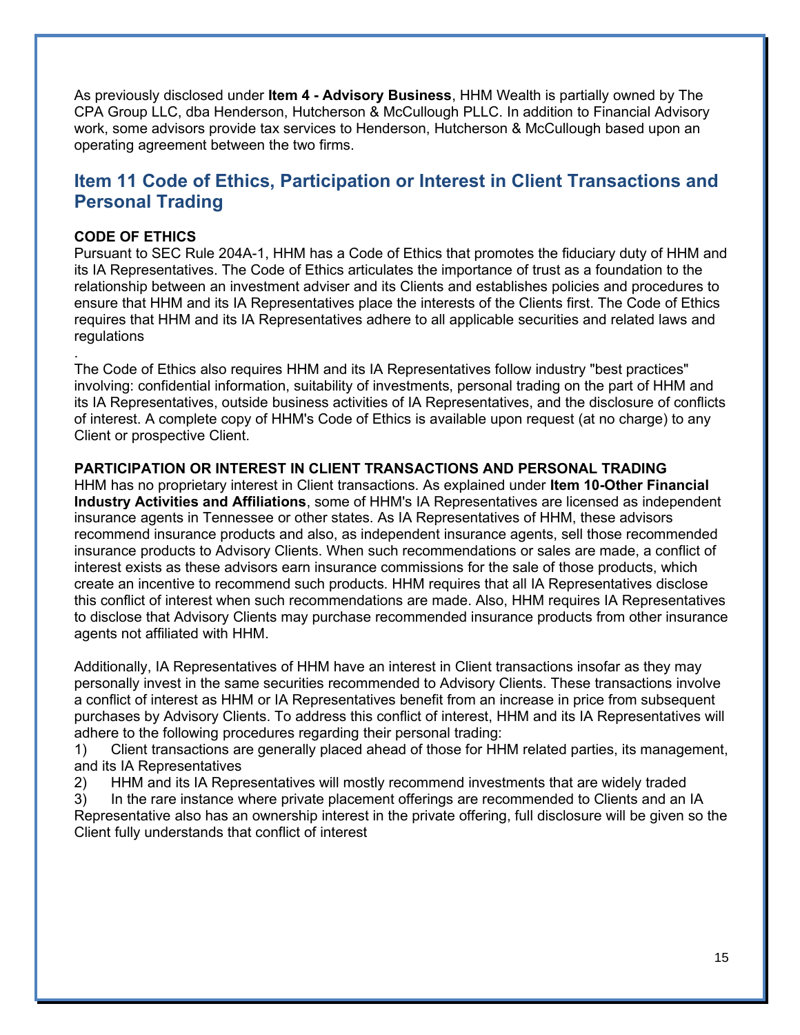As previously disclosed under **Item 4 - Advisory Business**, HHM Wealth is partially owned by The CPA Group LLC, dba Henderson, Hutcherson & McCullough PLLC. In addition to Financial Advisory work, some advisors provide tax services to Henderson, Hutcherson & McCullough based upon an operating agreement between the two firms.

## Item 11 Code of Ethics, Participation or Interest in Client Transactions and Personal Trading

**CODE OF ETHICS**

Pursuant to SEC Rule 204A-1, HHM has a Code of Ethics that promotes the fiduciary duty of HHM and its IA Representatives. The Code of Ethics articulates the importance of trust as a foundation to the relationship between an investment adviser and its Clients and establishes policies and procedures to ensure that HHM and its IA Representatives place the interests of the Clients first. The Code of Ethics requires that HHM and its IA Representatives adhere to all applicable securities and related laws and regulations

.

The Code of Ethics also requires HHM and its IA Representatives follow industry "best practices" involving: confidential information, suitability of investments, personal trading on the part of HHM and its IA Representatives, outside business activities of IA Representatives, and the disclosure of conflicts of interest. A complete copy of HHM's Code of Ethics is available upon request (at no charge) to any Client or prospective Client.

**PARTICIPATION OR INTEREST IN CLIENT TRANSACTIONS AND PERSONAL TRADING**

HHM has no proprietary interest in Client transactions. As explained under **Item 10-Other Financial Industry Activities and Affiliations**, some of HHM's IA Representatives are licensed as independent insurance agents in Tennessee or other states. As IA Representatives of HHM, these advisors recommend insurance products and also, as independent insurance agents, sell those recommended insurance products to Advisory Clients. When such recommendations or sales are made, a conflict of interest exists as these advisors earn insurance commissions for the sale of those products, which create an incentive to recommend such products. HHM requires that all IA Representatives disclose this conflict of interest when such recommendations are made. Also, HHM requires IA Representatives to disclose that Advisory Clients may purchase recommended insurance products from other insurance agents not affiliated with HHM.

Additionally, IA Representatives of HHM have an interest in Client transactions insofar as they may personally invest in the same securities recommended to Advisory Clients. These transactions involve a conflict of interest as HHM or IA Representatives benefit from an increase in price from subsequent purchases by Advisory Clients. To address this conflict of interest, HHM and its IA Representatives will adhere to the following procedures regarding their personal trading:

1) Client transactions are generally placed ahead of those for HHM related parties, its management, and its IA Representatives
2) HHM and its IA Representatives will mostly recommend investments that are widely traded
3) In the rare instance where private placement offerings are recommended to Clients and an IA Representative also has an ownership interest in the private offering, full disclosure will be given so the Client fully understands that conflict of interest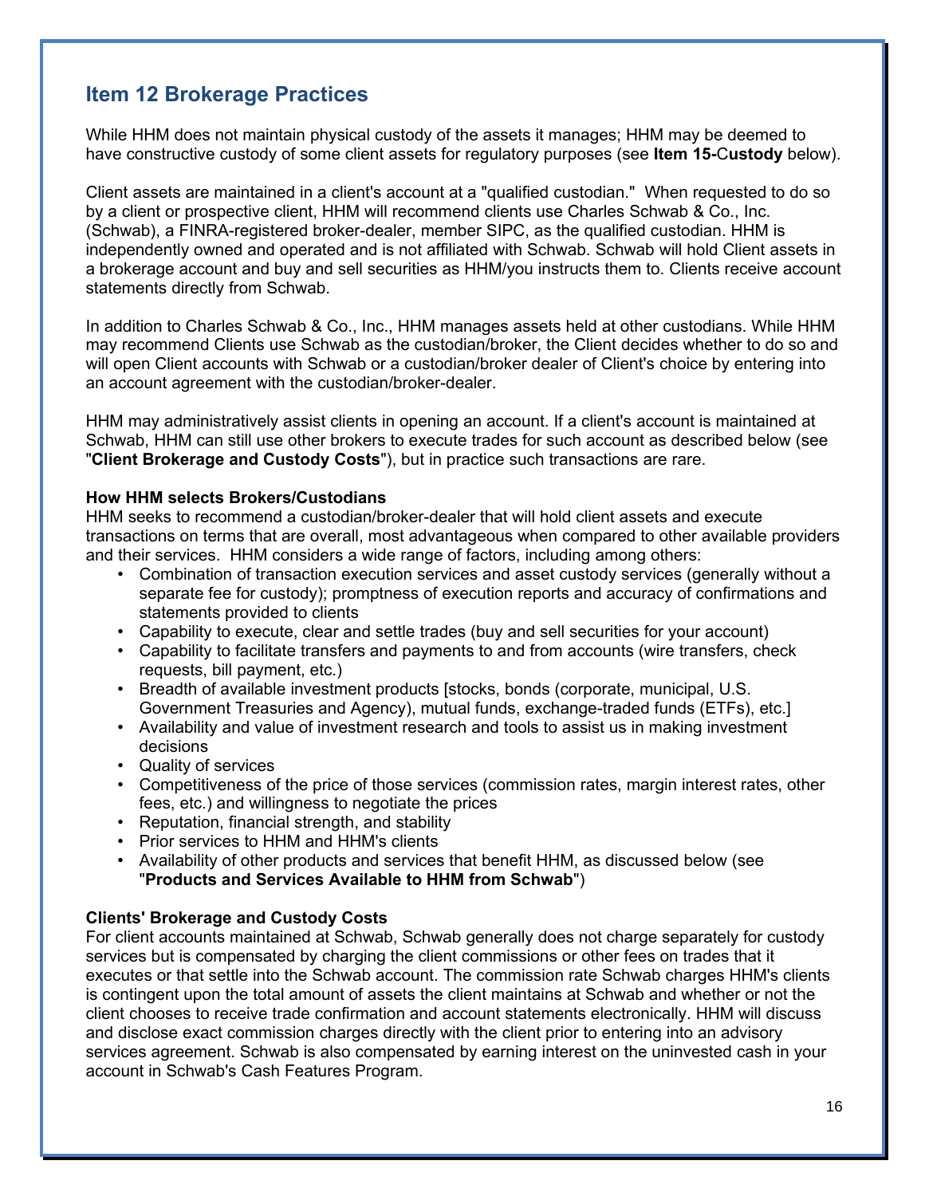## Item 12 Brokerage Practices

While HHM does not maintain physical custody of the assets it manages; HHM may be deemed to have constructive custody of some client assets for regulatory purposes (see **Item 15-Custody** below).

Client assets are maintained in a client's account at a "qualified custodian." When requested to do so by a client or prospective client, HHM will recommend clients use Charles Schwab & Co., Inc. (Schwab), a FINRA-registered broker-dealer, member SIPC, as the qualified custodian. HHM is independently owned and operated and is not affiliated with Schwab. Schwab will hold Client assets in a brokerage account and buy and sell securities as HHM/you instructs them to. Clients receive account statements directly from Schwab.

In addition to Charles Schwab & Co., Inc., HHM manages assets held at other custodians. While HHM may recommend Clients use Schwab as the custodian/broker, the Client decides whether to do so and will open Client accounts with Schwab or a custodian/broker dealer of Client's choice by entering into an account agreement with the custodian/broker-dealer.

HHM may administratively assist clients in opening an account. If a client's account is maintained at Schwab, HHM can still use other brokers to execute trades for such account as described below (see "**Client Brokerage and Custody Costs**"), but in practice such transactions are rare.

**How HHM selects Brokers/Custodians**

HHM seeks to recommend a custodian/broker-dealer that will hold client assets and execute transactions on terms that are overall, most advantageous when compared to other available providers and their services. HHM considers a wide range of factors, including among others:

- Combination of transaction execution services and asset custody services (generally without a separate fee for custody); promptness of execution reports and accuracy of confirmations and statements provided to clients
- Capability to execute, clear and settle trades (buy and sell securities for your account)
- Capability to facilitate transfers and payments to and from accounts (wire transfers, check requests, bill payment, etc.)
- Breadth of available investment products [stocks, bonds (corporate, municipal, U.S. Government Treasuries and Agency), mutual funds, exchange-traded funds (ETFs), etc.]
- Availability and value of investment research and tools to assist us in making investment decisions
- Quality of services
- Competitiveness of the price of those services (commission rates, margin interest rates, other fees, etc.) and willingness to negotiate the prices
- Reputation, financial strength, and stability
- Prior services to HHM and HHM's clients
- Availability of other products and services that benefit HHM, as discussed below (see "**Products and Services Available to HHM from Schwab**")

**Clients' Brokerage and Custody Costs**

For client accounts maintained at Schwab, Schwab generally does not charge separately for custody services but is compensated by charging the client commissions or other fees on trades that it executes or that settle into the Schwab account. The commission rate Schwab charges HHM's clients is contingent upon the total amount of assets the client maintains at Schwab and whether or not the client chooses to receive trade confirmation and account statements electronically. HHM will discuss and disclose exact commission charges directly with the client prior to entering into an advisory services agreement. Schwab is also compensated by earning interest on the uninvested cash in your account in Schwab's Cash Features Program.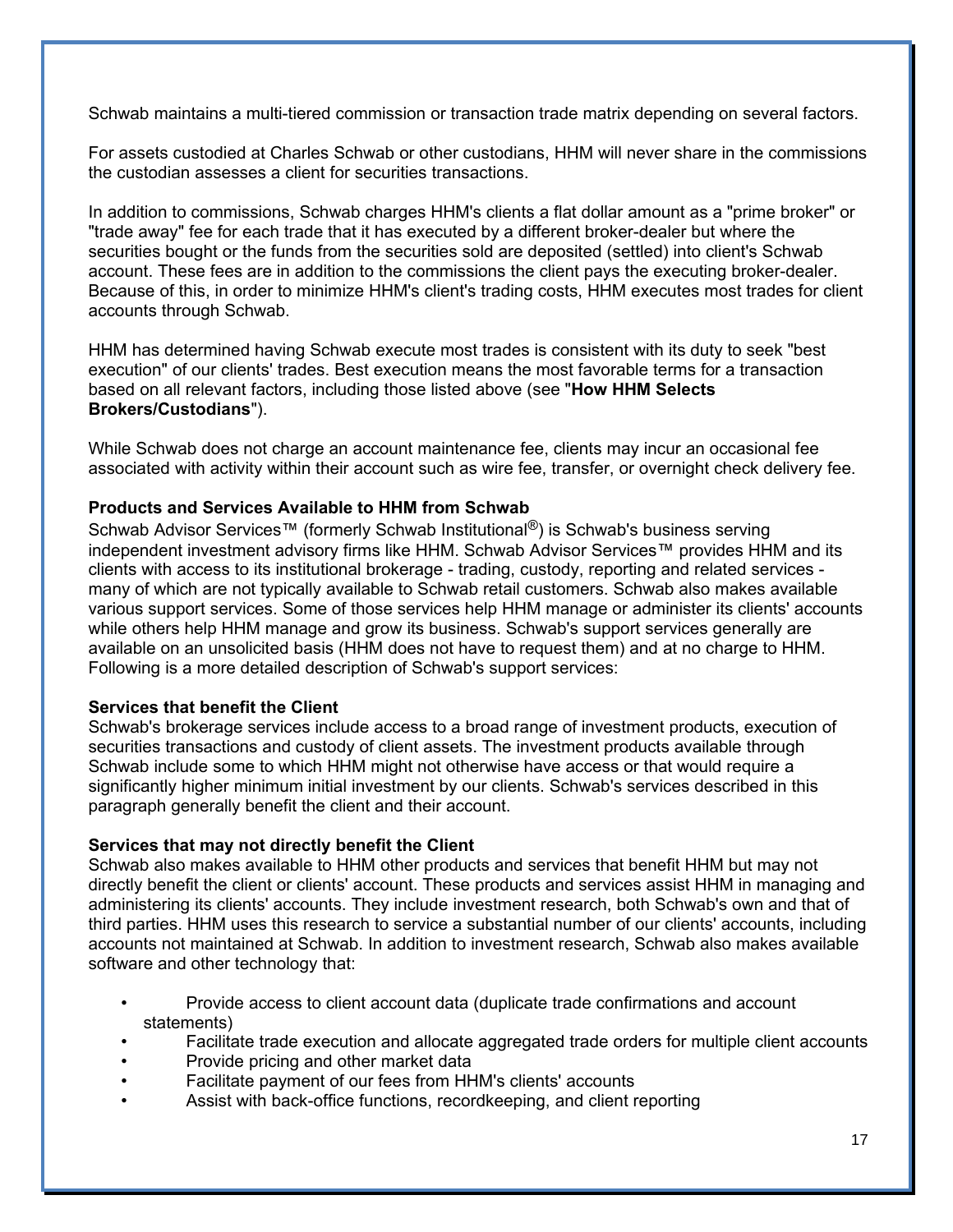Schwab maintains a multi-tiered commission or transaction trade matrix depending on several factors.

For assets custodied at Charles Schwab or other custodians, HHM will never share in the commissions the custodian assesses a client for securities transactions.

In addition to commissions, Schwab charges HHM's clients a flat dollar amount as a "prime broker" or "trade away" fee for each trade that it has executed by a different broker-dealer but where the securities bought or the funds from the securities sold are deposited (settled) into client's Schwab account. These fees are in addition to the commissions the client pays the executing broker-dealer. Because of this, in order to minimize HHM's client's trading costs, HHM executes most trades for client accounts through Schwab.

HHM has determined having Schwab execute most trades is consistent with its duty to seek "best execution" of our clients' trades. Best execution means the most favorable terms for a transaction based on all relevant factors, including those listed above (see "**How HHM Selects Brokers/Custodians**").

While Schwab does not charge an account maintenance fee, clients may incur an occasional fee associated with activity within their account such as wire fee, transfer, or overnight check delivery fee.

**Products and Services Available to HHM from Schwab**

Schwab Advisor Services™ (formerly Schwab Institutional®) is Schwab's business serving independent investment advisory firms like HHM. Schwab Advisor Services™ provides HHM and its clients with access to its institutional brokerage - trading, custody, reporting and related services - many of which are not typically available to Schwab retail customers. Schwab also makes available various support services. Some of those services help HHM manage or administer its clients' accounts while others help HHM manage and grow its business. Schwab's support services generally are available on an unsolicited basis (HHM does not have to request them) and at no charge to HHM. Following is a more detailed description of Schwab's support services:

**Services that benefit the Client**

Schwab's brokerage services include access to a broad range of investment products, execution of securities transactions and custody of client assets. The investment products available through Schwab include some to which HHM might not otherwise have access or that would require a significantly higher minimum initial investment by our clients. Schwab's services described in this paragraph generally benefit the client and their account.

**Services that may not directly benefit the Client**

Schwab also makes available to HHM other products and services that benefit HHM but may not directly benefit the client or clients' account. These products and services assist HHM in managing and administering its clients' accounts. They include investment research, both Schwab's own and that of third parties. HHM uses this research to service a substantial number of our clients' accounts, including accounts not maintained at Schwab. In addition to investment research, Schwab also makes available software and other technology that:

- Provide access to client account data (duplicate trade confirmations and account statements)
- Facilitate trade execution and allocate aggregated trade orders for multiple client accounts
- Provide pricing and other market data
- Facilitate payment of our fees from HHM's clients' accounts
- Assist with back-office functions, recordkeeping, and client reporting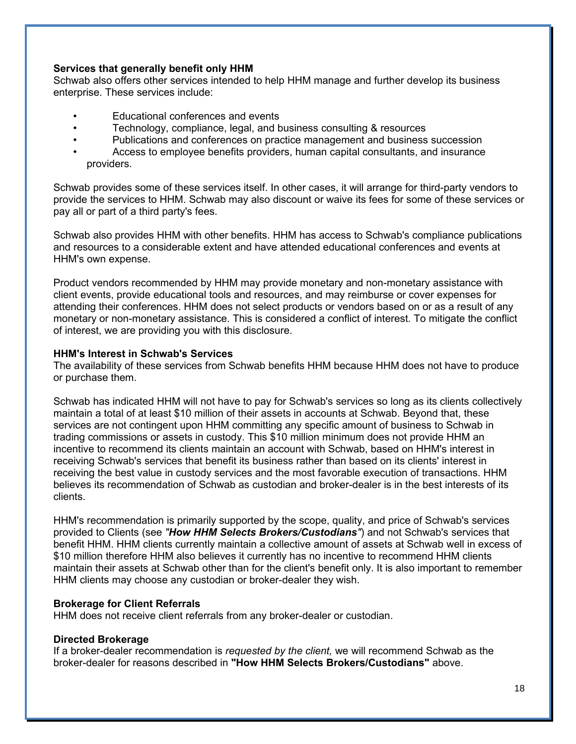**Services that generally benefit only HHM**

Schwab also offers other services intended to help HHM manage and further develop its business enterprise. These services include:

- Educational conferences and events
- Technology, compliance, legal, and business consulting & resources
- Publications and conferences on practice management and business succession
- Access to employee benefits providers, human capital consultants, and insurance providers.

Schwab provides some of these services itself. In other cases, it will arrange for third-party vendors to provide the services to HHM. Schwab may also discount or waive its fees for some of these services or pay all or part of a third party's fees.

Schwab also provides HHM with other benefits. HHM has access to Schwab's compliance publications and resources to a considerable extent and have attended educational conferences and events at HHM's own expense.

Product vendors recommended by HHM may provide monetary and non-monetary assistance with client events, provide educational tools and resources, and may reimburse or cover expenses for attending their conferences. HHM does not select products or vendors based on or as a result of any monetary or non-monetary assistance. This is considered a conflict of interest. To mitigate the conflict of interest, we are providing you with this disclosure.

**HHM's Interest in Schwab's Services**

The availability of these services from Schwab benefits HHM because HHM does not have to produce or purchase them.

Schwab has indicated HHM will not have to pay for Schwab's services so long as its clients collectively maintain a total of at least $10 million of their assets in accounts at Schwab. Beyond that, these services are not contingent upon HHM committing any specific amount of business to Schwab in trading commissions or assets in custody. This $10 million minimum does not provide HHM an incentive to recommend its clients maintain an account with Schwab, based on HHM's interest in receiving Schwab's services that benefit its business rather than based on its clients' interest in receiving the best value in custody services and the most favorable execution of transactions. HHM believes its recommendation of Schwab as custodian and broker-dealer is in the best interests of its clients.

HHM's recommendation is primarily supported by the scope, quality, and price of Schwab's services provided to Clients (see *"**How HHM Selects Brokers/Custodians**"*) and not Schwab's services that benefit HHM. HHM clients currently maintain a collective amount of assets at Schwab well in excess of $10 million therefore HHM also believes it currently has no incentive to recommend HHM clients maintain their assets at Schwab other than for the client's benefit only. It is also important to remember HHM clients may choose any custodian or broker-dealer they wish.

**Brokerage for Client Referrals**

HHM does not receive client referrals from any broker-dealer or custodian.

**Directed Brokerage**

If a broker-dealer recommendation is *requested by the client,* we will recommend Schwab as the broker-dealer for reasons described in **"How HHM Selects Brokers/Custodians"** above.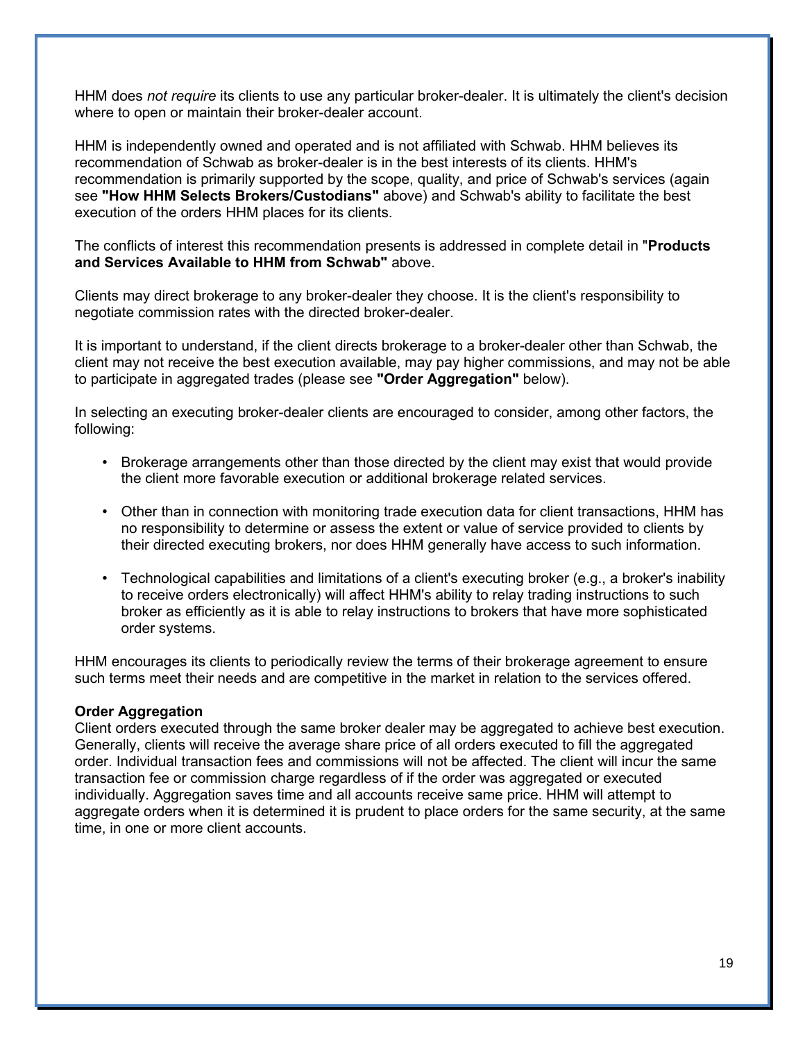HHM does *not require* its clients to use any particular broker-dealer. It is ultimately the client's decision where to open or maintain their broker-dealer account.

HHM is independently owned and operated and is not affiliated with Schwab. HHM believes its recommendation of Schwab as broker-dealer is in the best interests of its clients. HHM's recommendation is primarily supported by the scope, quality, and price of Schwab's services (again see **"How HHM Selects Brokers/Custodians"** above) and Schwab's ability to facilitate the best execution of the orders HHM places for its clients.

The conflicts of interest this recommendation presents is addressed in complete detail in "**Products and Services Available to HHM from Schwab"** above.

Clients may direct brokerage to any broker-dealer they choose. It is the client's responsibility to negotiate commission rates with the directed broker-dealer.

It is important to understand, if the client directs brokerage to a broker-dealer other than Schwab, the client may not receive the best execution available, may pay higher commissions, and may not be able to participate in aggregated trades (please see **"Order Aggregation"** below).

In selecting an executing broker-dealer clients are encouraged to consider, among other factors, the following:

- Brokerage arrangements other than those directed by the client may exist that would provide the client more favorable execution or additional brokerage related services.
- Other than in connection with monitoring trade execution data for client transactions, HHM has no responsibility to determine or assess the extent or value of service provided to clients by their directed executing brokers, nor does HHM generally have access to such information.
- Technological capabilities and limitations of a client's executing broker (e.g., a broker's inability to receive orders electronically) will affect HHM's ability to relay trading instructions to such broker as efficiently as it is able to relay instructions to brokers that have more sophisticated order systems.

HHM encourages its clients to periodically review the terms of their brokerage agreement to ensure such terms meet their needs and are competitive in the market in relation to the services offered.

**Order Aggregation**

Client orders executed through the same broker dealer may be aggregated to achieve best execution. Generally, clients will receive the average share price of all orders executed to fill the aggregated order. Individual transaction fees and commissions will not be affected. The client will incur the same transaction fee or commission charge regardless of if the order was aggregated or executed individually. Aggregation saves time and all accounts receive same price. HHM will attempt to aggregate orders when it is determined it is prudent to place orders for the same security, at the same time, in one or more client accounts.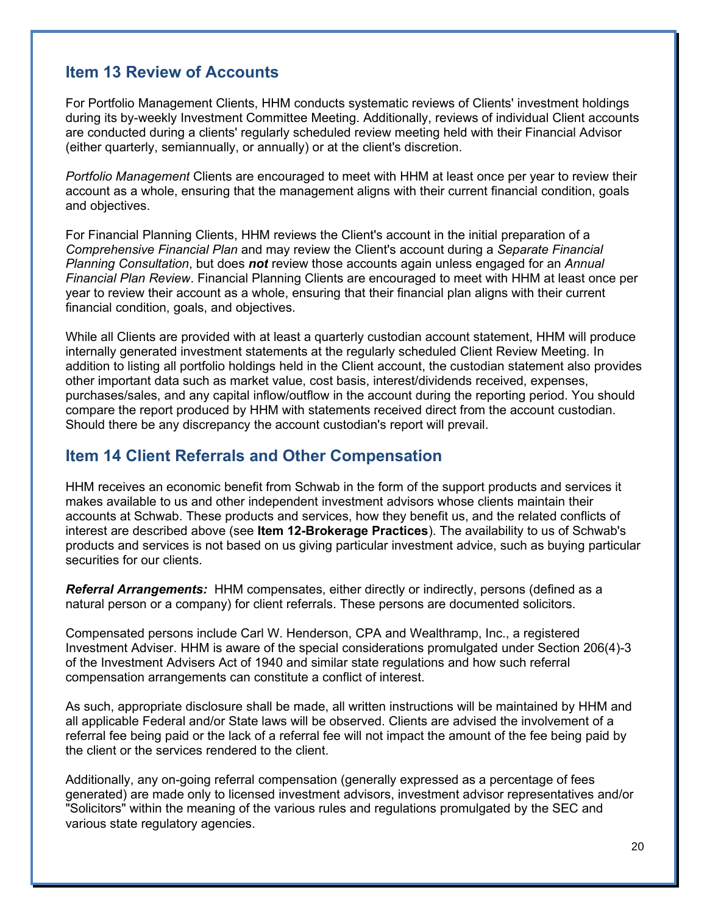## Item 13 Review of Accounts

For Portfolio Management Clients, HHM conducts systematic reviews of Clients' investment holdings during its by-weekly Investment Committee Meeting. Additionally, reviews of individual Client accounts are conducted during a clients' regularly scheduled review meeting held with their Financial Advisor (either quarterly, semiannually, or annually) or at the client's discretion.

*Portfolio Management* Clients are encouraged to meet with HHM at least once per year to review their account as a whole, ensuring that the management aligns with their current financial condition, goals and objectives.

For Financial Planning Clients, HHM reviews the Client's account in the initial preparation of a *Comprehensive Financial Plan* and may review the Client's account during a *Separate Financial Planning Consultation*, but does ***not*** review those accounts again unless engaged for an *Annual Financial Plan Review*. Financial Planning Clients are encouraged to meet with HHM at least once per year to review their account as a whole, ensuring that their financial plan aligns with their current financial condition, goals, and objectives.

While all Clients are provided with at least a quarterly custodian account statement, HHM will produce internally generated investment statements at the regularly scheduled Client Review Meeting. In addition to listing all portfolio holdings held in the Client account, the custodian statement also provides other important data such as market value, cost basis, interest/dividends received, expenses, purchases/sales, and any capital inflow/outflow in the account during the reporting period. You should compare the report produced by HHM with statements received direct from the account custodian. Should there be any discrepancy the account custodian's report will prevail.

## Item 14 Client Referrals and Other Compensation

HHM receives an economic benefit from Schwab in the form of the support products and services it makes available to us and other independent investment advisors whose clients maintain their accounts at Schwab. These products and services, how they benefit us, and the related conflicts of interest are described above (see **Item 12-Brokerage Practices**). The availability to us of Schwab's products and services is not based on us giving particular investment advice, such as buying particular securities for our clients.

***Referral Arrangements:*** HHM compensates, either directly or indirectly, persons (defined as a natural person or a company) for client referrals. These persons are documented solicitors.

Compensated persons include Carl W. Henderson, CPA and Wealthramp, Inc., a registered Investment Adviser. HHM is aware of the special considerations promulgated under Section 206(4)-3 of the Investment Advisers Act of 1940 and similar state regulations and how such referral compensation arrangements can constitute a conflict of interest.

As such, appropriate disclosure shall be made, all written instructions will be maintained by HHM and all applicable Federal and/or State laws will be observed. Clients are advised the involvement of a referral fee being paid or the lack of a referral fee will not impact the amount of the fee being paid by the client or the services rendered to the client.

Additionally, any on-going referral compensation (generally expressed as a percentage of fees generated) are made only to licensed investment advisors, investment advisor representatives and/or "Solicitors" within the meaning of the various rules and regulations promulgated by the SEC and various state regulatory agencies.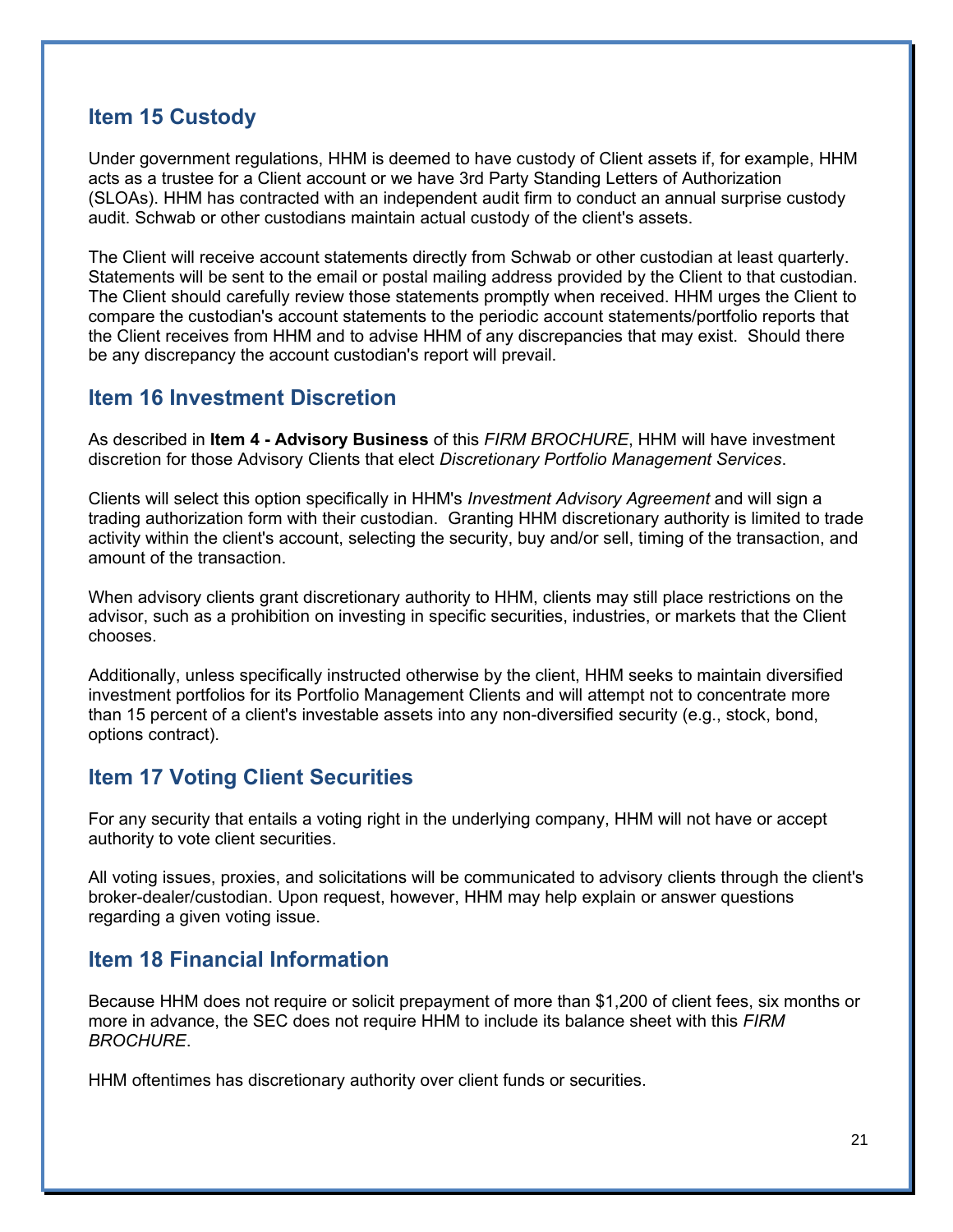## Item 15 Custody

Under government regulations, HHM is deemed to have custody of Client assets if, for example, HHM acts as a trustee for a Client account or we have 3rd Party Standing Letters of Authorization (SLOAs). HHM has contracted with an independent audit firm to conduct an annual surprise custody audit. Schwab or other custodians maintain actual custody of the client's assets.

The Client will receive account statements directly from Schwab or other custodian at least quarterly. Statements will be sent to the email or postal mailing address provided by the Client to that custodian. The Client should carefully review those statements promptly when received. HHM urges the Client to compare the custodian's account statements to the periodic account statements/portfolio reports that the Client receives from HHM and to advise HHM of any discrepancies that may exist. Should there be any discrepancy the account custodian's report will prevail.

## Item 16 Investment Discretion

As described in **Item 4 - Advisory Business** of this *FIRM BROCHURE*, HHM will have investment discretion for those Advisory Clients that elect *Discretionary Portfolio Management Services*.

Clients will select this option specifically in HHM's *Investment Advisory Agreement* and will sign a trading authorization form with their custodian. Granting HHM discretionary authority is limited to trade activity within the client's account, selecting the security, buy and/or sell, timing of the transaction, and amount of the transaction.

When advisory clients grant discretionary authority to HHM, clients may still place restrictions on the advisor, such as a prohibition on investing in specific securities, industries, or markets that the Client chooses.

Additionally, unless specifically instructed otherwise by the client, HHM seeks to maintain diversified investment portfolios for its Portfolio Management Clients and will attempt not to concentrate more than 15 percent of a client's investable assets into any non-diversified security (e.g., stock, bond, options contract).

## Item 17 Voting Client Securities

For any security that entails a voting right in the underlying company, HHM will not have or accept authority to vote client securities.

All voting issues, proxies, and solicitations will be communicated to advisory clients through the client's broker-dealer/custodian. Upon request, however, HHM may help explain or answer questions regarding a given voting issue.

## Item 18 Financial Information

Because HHM does not require or solicit prepayment of more than $1,200 of client fees, six months or more in advance, the SEC does not require HHM to include its balance sheet with this *FIRM BROCHURE*.

HHM oftentimes has discretionary authority over client funds or securities.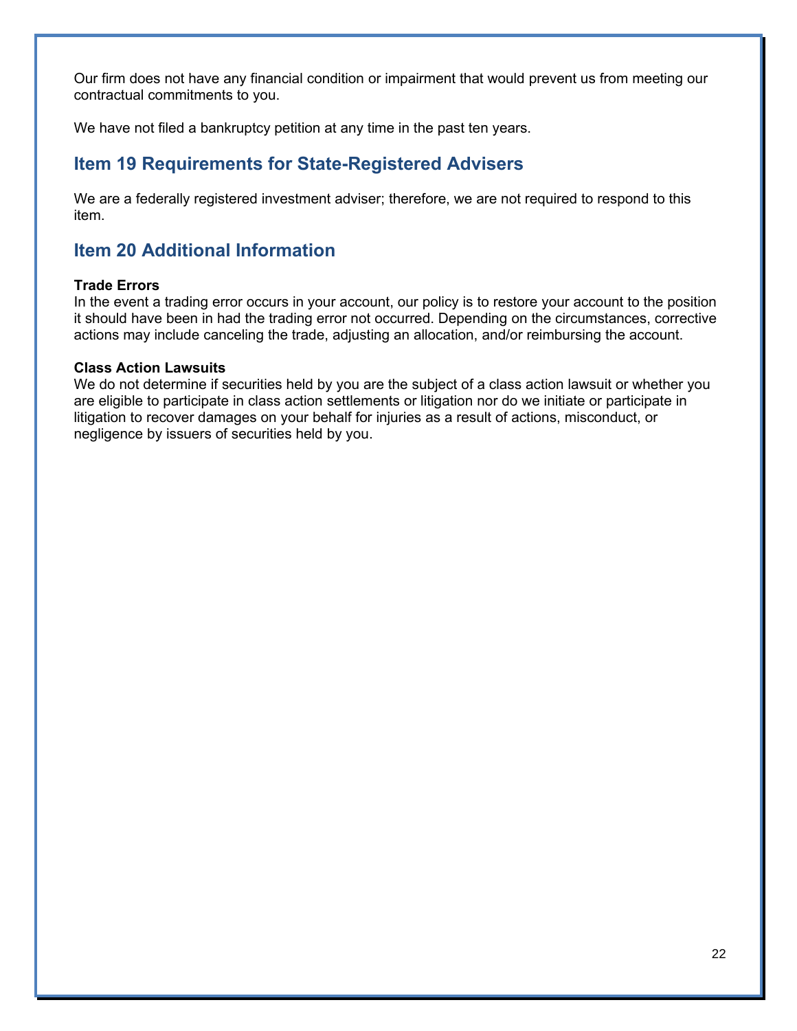Our firm does not have any financial condition or impairment that would prevent us from meeting our contractual commitments to you.

We have not filed a bankruptcy petition at any time in the past ten years.

## Item 19 Requirements for State-Registered Advisers

We are a federally registered investment adviser; therefore, we are not required to respond to this item.

## Item 20 Additional Information

**Trade Errors**
In the event a trading error occurs in your account, our policy is to restore your account to the position it should have been in had the trading error not occurred. Depending on the circumstances, corrective actions may include canceling the trade, adjusting an allocation, and/or reimbursing the account.

**Class Action Lawsuits**
We do not determine if securities held by you are the subject of a class action lawsuit or whether you are eligible to participate in class action settlements or litigation nor do we initiate or participate in litigation to recover damages on your behalf for injuries as a result of actions, misconduct, or negligence by issuers of securities held by you.